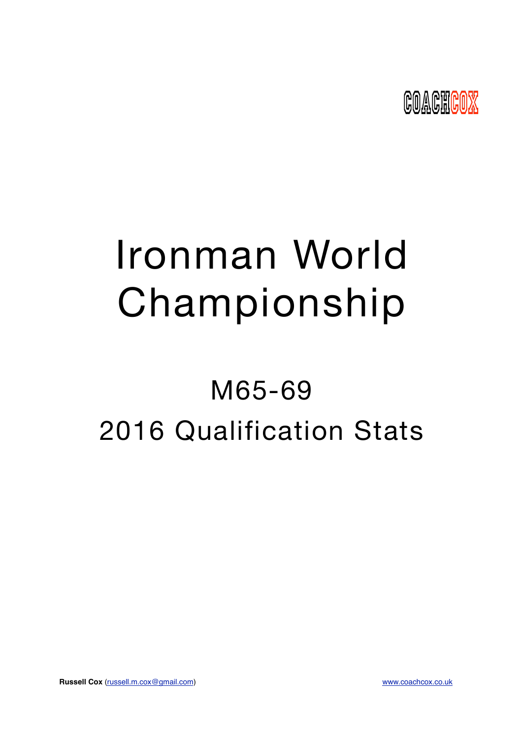COACHCOX

# Ironman World Championship

## M65-69

## 2016 Qualification Stats

**Russell Cox** (russell.m.cox@gmail.com)

www.coachcox.co.uk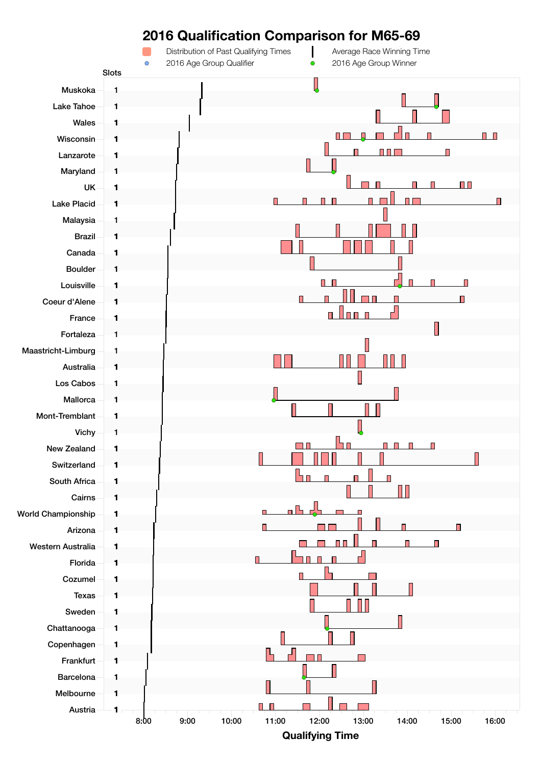# 2016 Qualification Comparison for M65-69

Distribution of Past Qualifying Times
Average Race Winning Time
2016 Age Group Qualifier
2016 Age Group Winner

Slots

Muskoka 1
Lake Tahoe 1
Wales 1
Wisconsin 1
Lanzarote 1
Maryland 1
UK 1
Lake Placid 1
Malaysia 1
Brazil 1
Canada 1
Boulder 1
Louisville 1
Coeur d'Alene 1
France 1
Fortaleza 1
Maastricht-Limburg 1
Australia 1
Los Cabos 1
Mallorca 1
Mont-Tremblant 1
Vichy 1
New Zealand 1
Switzerland 1
South Africa 1
Cairns 1
World Championship 1
Arizona 1
Western Australia 1
Florida 1
Cozumel 1
Texas 1
Sweden 1
Chattanooga 1
Copenhagen 1
Frankfurt 1
Barcelona 1
Melbourne 1
Austria 1

8:00 9:00 10:00 11:00 12:00 13:00 14:00 15:00 16:00

Qualifying Time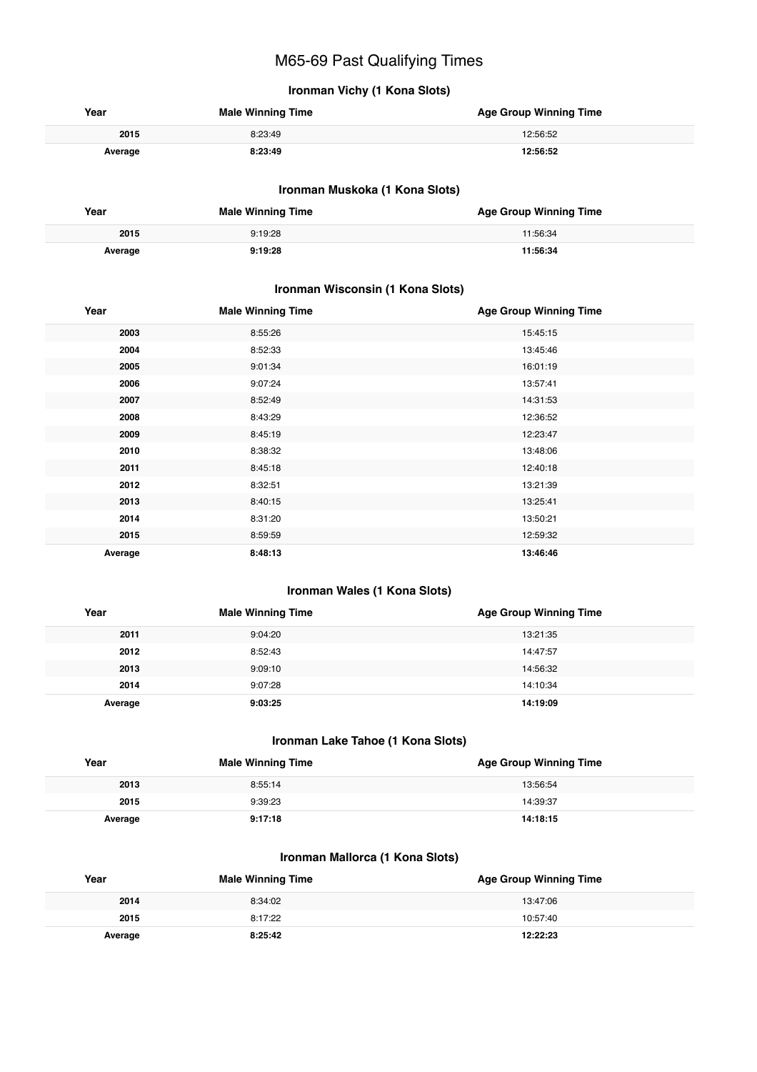# M65-69 Past Qualifying Times

### Ironman Vichy (1 Kona Slots)

| Year | Male Winning Time | Age Group Winning Time |
|---|---|---|
| 2015 | 8:23:49 | 12:56:52 |
| **Average** | **8:23:49** | **12:56:52** |

### Ironman Muskoka (1 Kona Slots)

| Year | Male Winning Time | Age Group Winning Time |
|---|---|---|
| 2015 | 9:19:28 | 11:56:34 |
| **Average** | **9:19:28** | **11:56:34** |

### Ironman Wisconsin (1 Kona Slots)

| Year | Male Winning Time | Age Group Winning Time |
|---|---|---|
| 2003 | 8:55:26 | 15:45:15 |
| 2004 | 8:52:33 | 13:45:46 |
| 2005 | 9:01:34 | 16:01:19 |
| 2006 | 9:07:24 | 13:57:41 |
| 2007 | 8:52:49 | 14:31:53 |
| 2008 | 8:43:29 | 12:36:52 |
| 2009 | 8:45:19 | 12:23:47 |
| 2010 | 8:38:32 | 13:48:06 |
| 2011 | 8:45:18 | 12:40:18 |
| 2012 | 8:32:51 | 13:21:39 |
| 2013 | 8:40:15 | 13:25:41 |
| 2014 | 8:31:20 | 13:50:21 |
| 2015 | 8:59:59 | 12:59:32 |
| **Average** | **8:48:13** | **13:46:46** |

### Ironman Wales (1 Kona Slots)

| Year | Male Winning Time | Age Group Winning Time |
|---|---|---|
| 2011 | 9:04:20 | 13:21:35 |
| 2012 | 8:52:43 | 14:47:57 |
| 2013 | 9:09:10 | 14:56:32 |
| 2014 | 9:07:28 | 14:10:34 |
| **Average** | **9:03:25** | **14:19:09** |

### Ironman Lake Tahoe (1 Kona Slots)

| Year | Male Winning Time | Age Group Winning Time |
|---|---|---|
| 2013 | 8:55:14 | 13:56:54 |
| 2015 | 9:39:23 | 14:39:37 |
| **Average** | **9:17:18** | **14:18:15** |

### Ironman Mallorca (1 Kona Slots)

| Year | Male Winning Time | Age Group Winning Time |
|---|---|---|
| 2014 | 8:34:02 | 13:47:06 |
| 2015 | 8:17:22 | 10:57:40 |
| **Average** | **8:25:42** | **12:22:23** |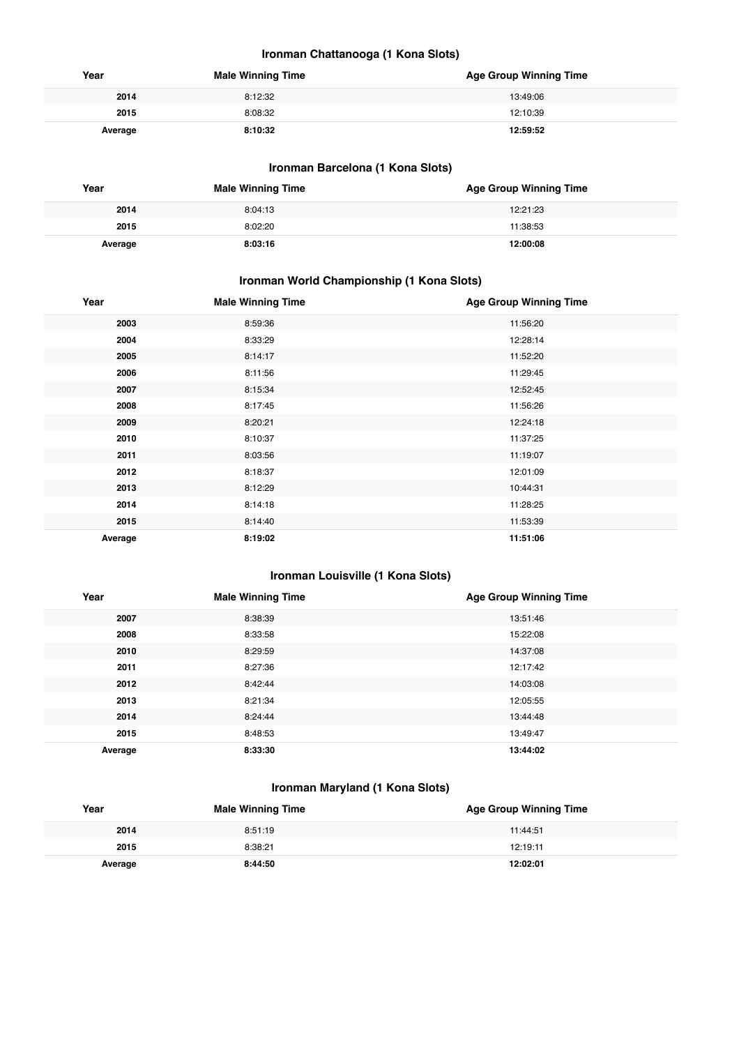### Ironman Chattanooga (1 Kona Slots)

| Year | Male Winning Time | Age Group Winning Time |
|---|---|---|
| 2014 | 8:12:32 | 13:49:06 |
| 2015 | 8:08:32 | 12:10:39 |
| **Average** | **8:10:32** | **12:59:52** |

### Ironman Barcelona (1 Kona Slots)

| Year | Male Winning Time | Age Group Winning Time |
|---|---|---|
| 2014 | 8:04:13 | 12:21:23 |
| 2015 | 8:02:20 | 11:38:53 |
| **Average** | **8:03:16** | **12:00:08** |

### Ironman World Championship (1 Kona Slots)

| Year | Male Winning Time | Age Group Winning Time |
|---|---|---|
| 2003 | 8:59:36 | 11:56:20 |
| 2004 | 8:33:29 | 12:28:14 |
| 2005 | 8:14:17 | 11:52:20 |
| 2006 | 8:11:56 | 11:29:45 |
| 2007 | 8:15:34 | 12:52:45 |
| 2008 | 8:17:45 | 11:56:26 |
| 2009 | 8:20:21 | 12:24:18 |
| 2010 | 8:10:37 | 11:37:25 |
| 2011 | 8:03:56 | 11:19:07 |
| 2012 | 8:18:37 | 12:01:09 |
| 2013 | 8:12:29 | 10:44:31 |
| 2014 | 8:14:18 | 11:28:25 |
| 2015 | 8:14:40 | 11:53:39 |
| **Average** | **8:19:02** | **11:51:06** |

### Ironman Louisville (1 Kona Slots)

| Year | Male Winning Time | Age Group Winning Time |
|---|---|---|
| 2007 | 8:38:39 | 13:51:46 |
| 2008 | 8:33:58 | 15:22:08 |
| 2010 | 8:29:59 | 14:37:08 |
| 2011 | 8:27:36 | 12:17:42 |
| 2012 | 8:42:44 | 14:03:08 |
| 2013 | 8:21:34 | 12:05:55 |
| 2014 | 8:24:44 | 13:44:48 |
| 2015 | 8:48:53 | 13:49:47 |
| **Average** | **8:33:30** | **13:44:02** |

### Ironman Maryland (1 Kona Slots)

| Year | Male Winning Time | Age Group Winning Time |
|---|---|---|
| 2014 | 8:51:19 | 11:44:51 |
| 2015 | 8:38:21 | 12:19:11 |
| **Average** | **8:44:50** | **12:02:01** |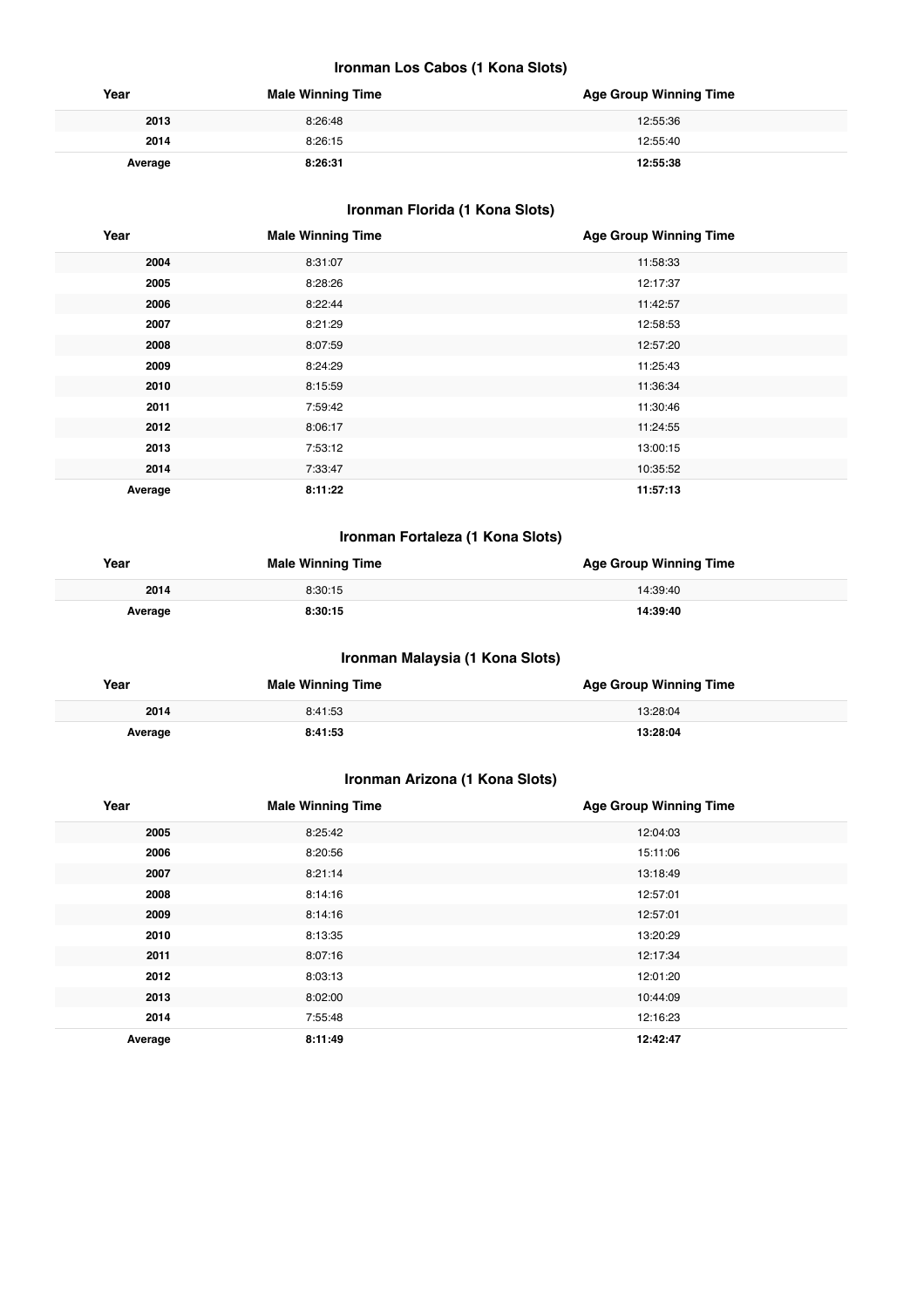### Ironman Los Cabos (1 Kona Slots)

| Year | Male Winning Time | Age Group Winning Time |
| --- | --- | --- |
| 2013 | 8:26:48 | 12:55:36 |
| 2014 | 8:26:15 | 12:55:40 |
| **Average** | **8:26:31** | **12:55:38** |

### Ironman Florida (1 Kona Slots)

| Year | Male Winning Time | Age Group Winning Time |
| --- | --- | --- |
| 2004 | 8:31:07 | 11:58:33 |
| 2005 | 8:28:26 | 12:17:37 |
| 2006 | 8:22:44 | 11:42:57 |
| 2007 | 8:21:29 | 12:58:53 |
| 2008 | 8:07:59 | 12:57:20 |
| 2009 | 8:24:29 | 11:25:43 |
| 2010 | 8:15:59 | 11:36:34 |
| 2011 | 7:59:42 | 11:30:46 |
| 2012 | 8:06:17 | 11:24:55 |
| 2013 | 7:53:12 | 13:00:15 |
| 2014 | 7:33:47 | 10:35:52 |
| **Average** | **8:11:22** | **11:57:13** |

### Ironman Fortaleza (1 Kona Slots)

| Year | Male Winning Time | Age Group Winning Time |
| --- | --- | --- |
| 2014 | 8:30:15 | 14:39:40 |
| **Average** | **8:30:15** | **14:39:40** |

### Ironman Malaysia (1 Kona Slots)

| Year | Male Winning Time | Age Group Winning Time |
| --- | --- | --- |
| 2014 | 8:41:53 | 13:28:04 |
| **Average** | **8:41:53** | **13:28:04** |

### Ironman Arizona (1 Kona Slots)

| Year | Male Winning Time | Age Group Winning Time |
| --- | --- | --- |
| 2005 | 8:25:42 | 12:04:03 |
| 2006 | 8:20:56 | 15:11:06 |
| 2007 | 8:21:14 | 13:18:49 |
| 2008 | 8:14:16 | 12:57:01 |
| 2009 | 8:14:16 | 12:57:01 |
| 2010 | 8:13:35 | 13:20:29 |
| 2011 | 8:07:16 | 12:17:34 |
| 2012 | 8:03:13 | 12:01:20 |
| 2013 | 8:02:00 | 10:44:09 |
| 2014 | 7:55:48 | 12:16:23 |
| **Average** | **8:11:49** | **12:42:47** |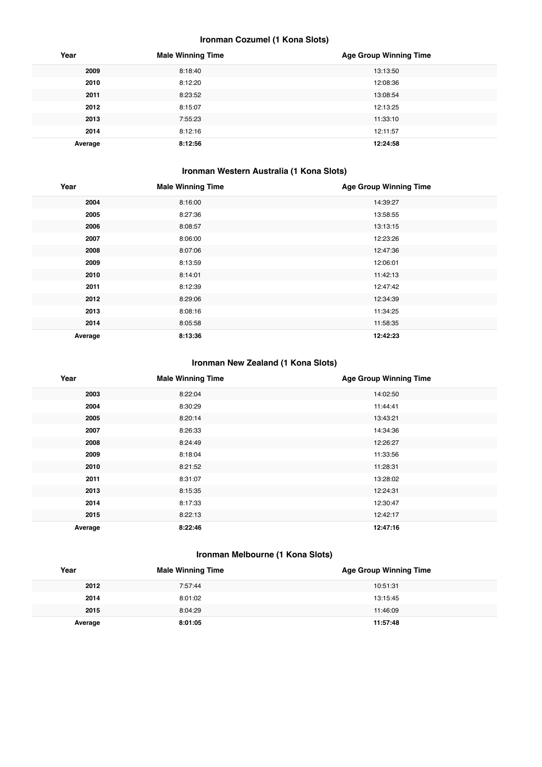### Ironman Cozumel (1 Kona Slots)

| Year | Male Winning Time | Age Group Winning Time |
| --- | --- | --- |
| **2009** | 8:18:40 | 13:13:50 |
| **2010** | 8:12:20 | 12:08:36 |
| **2011** | 8:23:52 | 13:08:54 |
| **2012** | 8:15:07 | 12:13:25 |
| **2013** | 7:55:23 | 11:33:10 |
| **2014** | 8:12:16 | 12:11:57 |
| **Average** | **8:12:56** | **12:24:58** |

### Ironman Western Australia (1 Kona Slots)

| Year | Male Winning Time | Age Group Winning Time |
| --- | --- | --- |
| **2004** | 8:16:00 | 14:39:27 |
| **2005** | 8:27:36 | 13:58:55 |
| **2006** | 8:08:57 | 13:13:15 |
| **2007** | 8:06:00 | 12:23:26 |
| **2008** | 8:07:06 | 12:47:36 |
| **2009** | 8:13:59 | 12:06:01 |
| **2010** | 8:14:01 | 11:42:13 |
| **2011** | 8:12:39 | 12:47:42 |
| **2012** | 8:29:06 | 12:34:39 |
| **2013** | 8:08:16 | 11:34:25 |
| **2014** | 8:05:58 | 11:58:35 |
| **Average** | **8:13:36** | **12:42:23** |

### Ironman New Zealand (1 Kona Slots)

| Year | Male Winning Time | Age Group Winning Time |
| --- | --- | --- |
| **2003** | 8:22:04 | 14:02:50 |
| **2004** | 8:30:29 | 11:44:41 |
| **2005** | 8:20:14 | 13:43:21 |
| **2007** | 8:26:33 | 14:34:36 |
| **2008** | 8:24:49 | 12:26:27 |
| **2009** | 8:18:04 | 11:33:56 |
| **2010** | 8:21:52 | 11:28:31 |
| **2011** | 8:31:07 | 13:28:02 |
| **2013** | 8:15:35 | 12:24:31 |
| **2014** | 8:17:33 | 12:30:47 |
| **2015** | 8:22:13 | 12:42:17 |
| **Average** | **8:22:46** | **12:47:16** |

### Ironman Melbourne (1 Kona Slots)

| Year | Male Winning Time | Age Group Winning Time |
| --- | --- | --- |
| **2012** | 7:57:44 | 10:51:31 |
| **2014** | 8:01:02 | 13:15:45 |
| **2015** | 8:04:29 | 11:46:09 |
| **Average** | **8:01:05** | **11:57:48** |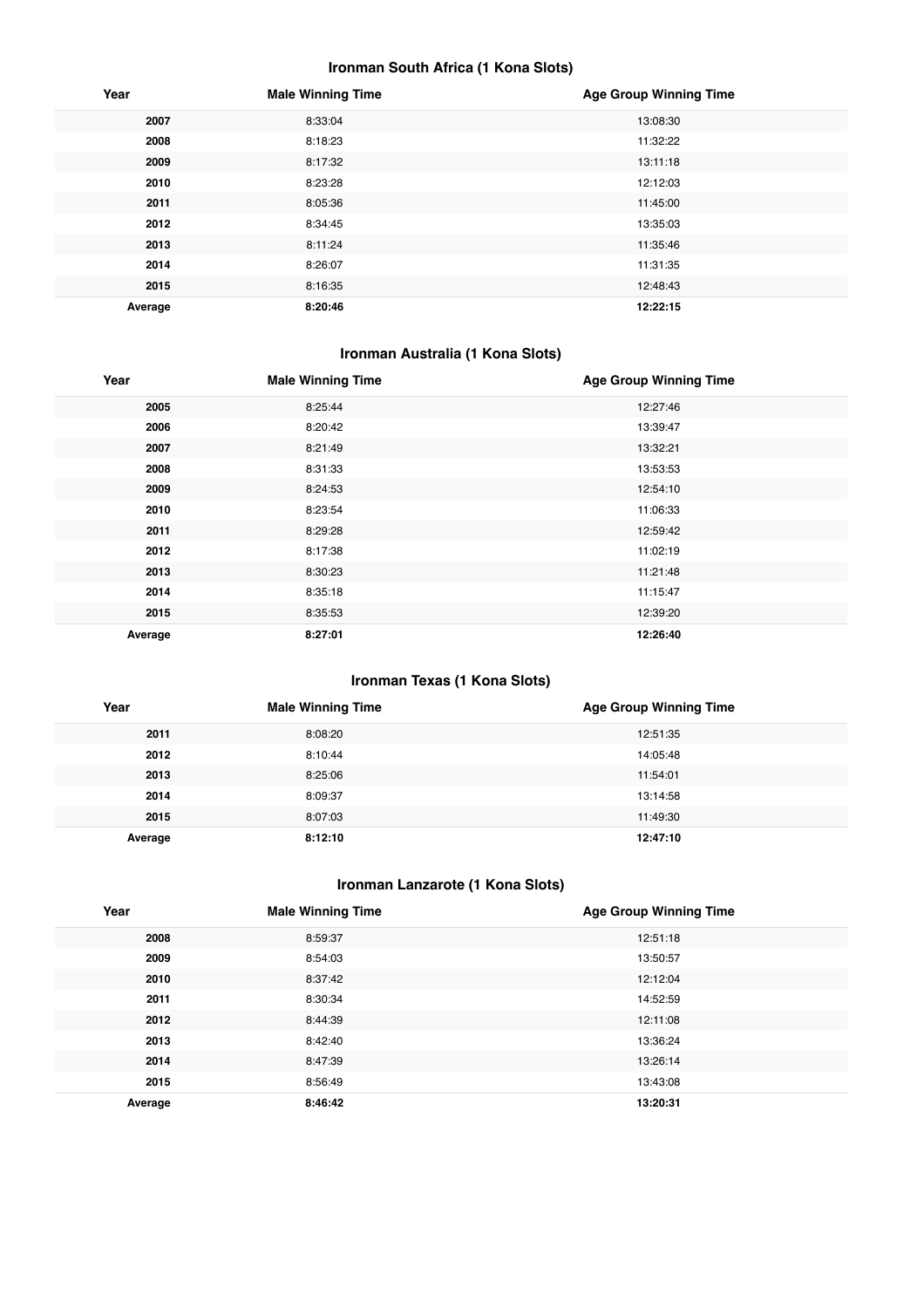### Ironman South Africa (1 Kona Slots)

| Year | Male Winning Time | Age Group Winning Time |
| --- | --- | --- |
| 2007 | 8:33:04 | 13:08:30 |
| 2008 | 8:18:23 | 11:32:22 |
| 2009 | 8:17:32 | 13:11:18 |
| 2010 | 8:23:28 | 12:12:03 |
| 2011 | 8:05:36 | 11:45:00 |
| 2012 | 8:34:45 | 13:35:03 |
| 2013 | 8:11:24 | 11:35:46 |
| 2014 | 8:26:07 | 11:31:35 |
| 2015 | 8:16:35 | 12:48:43 |
| **Average** | **8:20:46** | **12:22:15** |

### Ironman Australia (1 Kona Slots)

| Year | Male Winning Time | Age Group Winning Time |
| --- | --- | --- |
| 2005 | 8:25:44 | 12:27:46 |
| 2006 | 8:20:42 | 13:39:47 |
| 2007 | 8:21:49 | 13:32:21 |
| 2008 | 8:31:33 | 13:53:53 |
| 2009 | 8:24:53 | 12:54:10 |
| 2010 | 8:23:54 | 11:06:33 |
| 2011 | 8:29:28 | 12:59:42 |
| 2012 | 8:17:38 | 11:02:19 |
| 2013 | 8:30:23 | 11:21:48 |
| 2014 | 8:35:18 | 11:15:47 |
| 2015 | 8:35:53 | 12:39:20 |
| **Average** | **8:27:01** | **12:26:40** |

### Ironman Texas (1 Kona Slots)

| Year | Male Winning Time | Age Group Winning Time |
| --- | --- | --- |
| 2011 | 8:08:20 | 12:51:35 |
| 2012 | 8:10:44 | 14:05:48 |
| 2013 | 8:25:06 | 11:54:01 |
| 2014 | 8:09:37 | 13:14:58 |
| 2015 | 8:07:03 | 11:49:30 |
| **Average** | **8:12:10** | **12:47:10** |

### Ironman Lanzarote (1 Kona Slots)

| Year | Male Winning Time | Age Group Winning Time |
| --- | --- | --- |
| 2008 | 8:59:37 | 12:51:18 |
| 2009 | 8:54:03 | 13:50:57 |
| 2010 | 8:37:42 | 12:12:04 |
| 2011 | 8:30:34 | 14:52:59 |
| 2012 | 8:44:39 | 12:11:08 |
| 2013 | 8:42:40 | 13:36:24 |
| 2014 | 8:47:39 | 13:26:14 |
| 2015 | 8:56:49 | 13:43:08 |
| **Average** | **8:46:42** | **13:20:31** |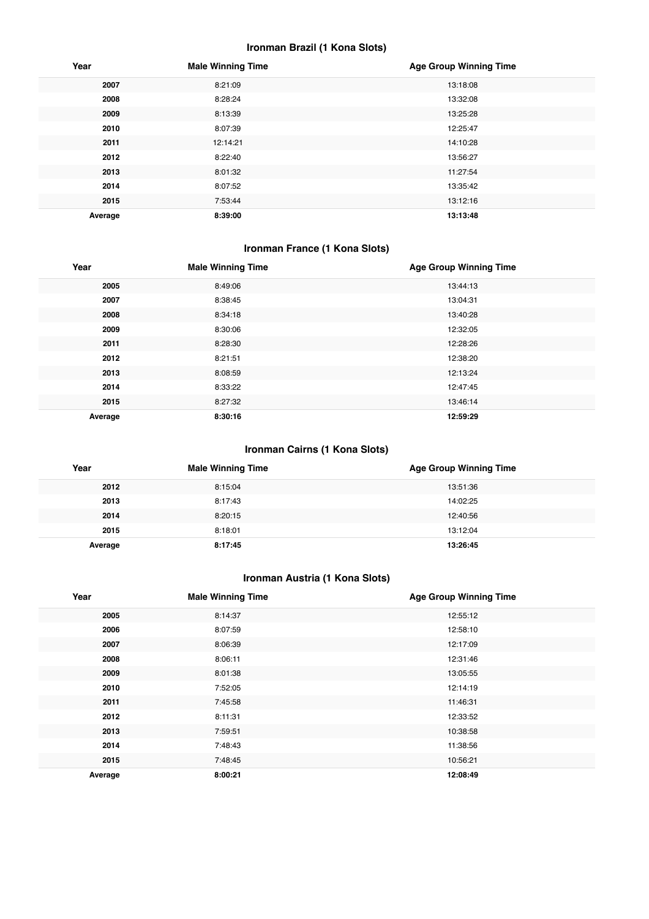### Ironman Brazil (1 Kona Slots)

| Year | Male Winning Time | Age Group Winning Time |
|---|---|---|
| 2007 | 8:21:09 | 13:18:08 |
| 2008 | 8:28:24 | 13:32:08 |
| 2009 | 8:13:39 | 13:25:28 |
| 2010 | 8:07:39 | 12:25:47 |
| 2011 | 12:14:21 | 14:10:28 |
| 2012 | 8:22:40 | 13:56:27 |
| 2013 | 8:01:32 | 11:27:54 |
| 2014 | 8:07:52 | 13:35:42 |
| 2015 | 7:53:44 | 13:12:16 |
| **Average** | **8:39:00** | **13:13:48** |

### Ironman France (1 Kona Slots)

| Year | Male Winning Time | Age Group Winning Time |
|---|---|---|
| 2005 | 8:49:06 | 13:44:13 |
| 2007 | 8:38:45 | 13:04:31 |
| 2008 | 8:34:18 | 13:40:28 |
| 2009 | 8:30:06 | 12:32:05 |
| 2011 | 8:28:30 | 12:28:26 |
| 2012 | 8:21:51 | 12:38:20 |
| 2013 | 8:08:59 | 12:13:24 |
| 2014 | 8:33:22 | 12:47:45 |
| 2015 | 8:27:32 | 13:46:14 |
| **Average** | **8:30:16** | **12:59:29** |

### Ironman Cairns (1 Kona Slots)

| Year | Male Winning Time | Age Group Winning Time |
|---|---|---|
| 2012 | 8:15:04 | 13:51:36 |
| 2013 | 8:17:43 | 14:02:25 |
| 2014 | 8:20:15 | 12:40:56 |
| 2015 | 8:18:01 | 13:12:04 |
| **Average** | **8:17:45** | **13:26:45** |

### Ironman Austria (1 Kona Slots)

| Year | Male Winning Time | Age Group Winning Time |
|---|---|---|
| 2005 | 8:14:37 | 12:55:12 |
| 2006 | 8:07:59 | 12:58:10 |
| 2007 | 8:06:39 | 12:17:09 |
| 2008 | 8:06:11 | 12:31:46 |
| 2009 | 8:01:38 | 13:05:55 |
| 2010 | 7:52:05 | 12:14:19 |
| 2011 | 7:45:58 | 11:46:31 |
| 2012 | 8:11:31 | 12:33:52 |
| 2013 | 7:59:51 | 10:38:58 |
| 2014 | 7:48:43 | 11:38:56 |
| 2015 | 7:48:45 | 10:56:21 |
| **Average** | **8:00:21** | **12:08:49** |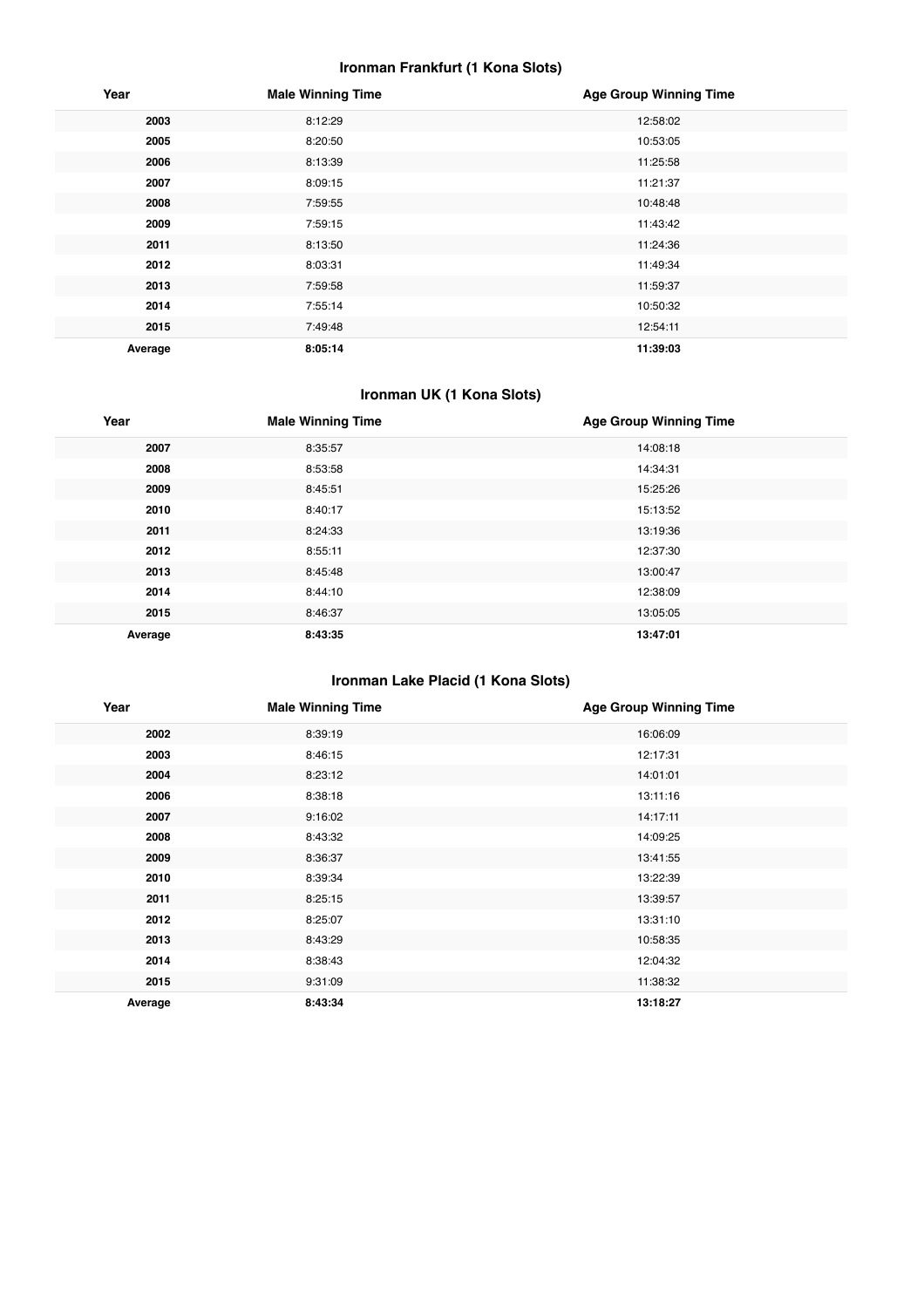## Ironman Frankfurt (1 Kona Slots)

| Year | Male Winning Time | Age Group Winning Time |
|---|---|---|
| **2003** | 8:12:29 | 12:58:02 |
| **2005** | 8:20:50 | 10:53:05 |
| **2006** | 8:13:39 | 11:25:58 |
| **2007** | 8:09:15 | 11:21:37 |
| **2008** | 7:59:55 | 10:48:48 |
| **2009** | 7:59:15 | 11:43:42 |
| **2011** | 8:13:50 | 11:24:36 |
| **2012** | 8:03:31 | 11:49:34 |
| **2013** | 7:59:58 | 11:59:37 |
| **2014** | 7:55:14 | 10:50:32 |
| **2015** | 7:49:48 | 12:54:11 |
| **Average** | **8:05:14** | **11:39:03** |

## Ironman UK (1 Kona Slots)

| Year | Male Winning Time | Age Group Winning Time |
|---|---|---|
| **2007** | 8:35:57 | 14:08:18 |
| **2008** | 8:53:58 | 14:34:31 |
| **2009** | 8:45:51 | 15:25:26 |
| **2010** | 8:40:17 | 15:13:52 |
| **2011** | 8:24:33 | 13:19:36 |
| **2012** | 8:55:11 | 12:37:30 |
| **2013** | 8:45:48 | 13:00:47 |
| **2014** | 8:44:10 | 12:38:09 |
| **2015** | 8:46:37 | 13:05:05 |
| **Average** | **8:43:35** | **13:47:01** |

## Ironman Lake Placid (1 Kona Slots)

| Year | Male Winning Time | Age Group Winning Time |
|---|---|---|
| **2002** | 8:39:19 | 16:06:09 |
| **2003** | 8:46:15 | 12:17:31 |
| **2004** | 8:23:12 | 14:01:01 |
| **2006** | 8:38:18 | 13:11:16 |
| **2007** | 9:16:02 | 14:17:11 |
| **2008** | 8:43:32 | 14:09:25 |
| **2009** | 8:36:37 | 13:41:55 |
| **2010** | 8:39:34 | 13:22:39 |
| **2011** | 8:25:15 | 13:39:57 |
| **2012** | 8:25:07 | 13:31:10 |
| **2013** | 8:43:29 | 10:58:35 |
| **2014** | 8:38:43 | 12:04:32 |
| **2015** | 9:31:09 | 11:38:32 |
| **Average** | **8:43:34** | **13:18:27** |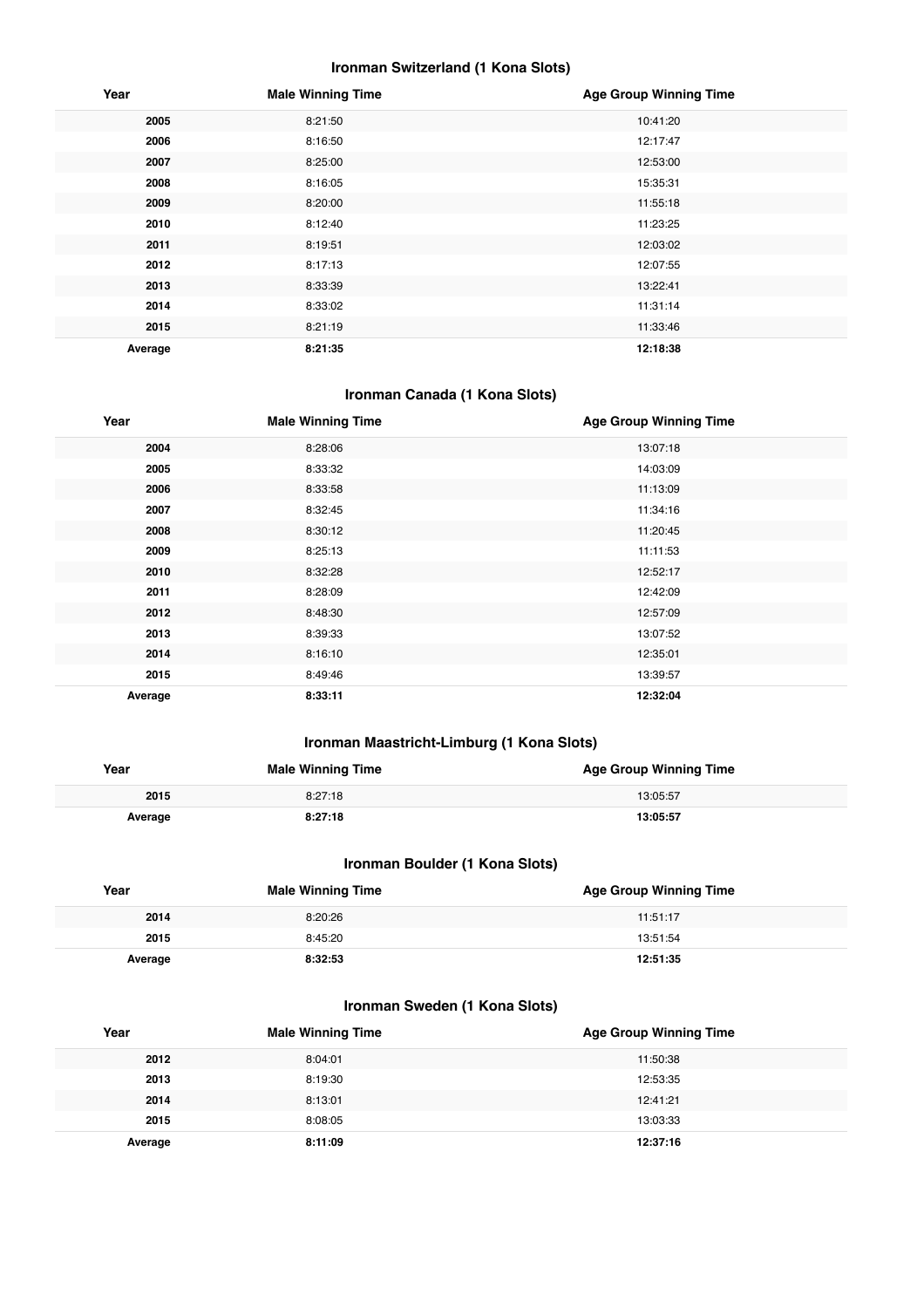### Ironman Switzerland (1 Kona Slots)

| Year | Male Winning Time | Age Group Winning Time |
| --- | --- | --- |
| 2005 | 8:21:50 | 10:41:20 |
| 2006 | 8:16:50 | 12:17:47 |
| 2007 | 8:25:00 | 12:53:00 |
| 2008 | 8:16:05 | 15:35:31 |
| 2009 | 8:20:00 | 11:55:18 |
| 2010 | 8:12:40 | 11:23:25 |
| 2011 | 8:19:51 | 12:03:02 |
| 2012 | 8:17:13 | 12:07:55 |
| 2013 | 8:33:39 | 13:22:41 |
| 2014 | 8:33:02 | 11:31:14 |
| 2015 | 8:21:19 | 11:33:46 |
| **Average** | **8:21:35** | **12:18:38** |

### Ironman Canada (1 Kona Slots)

| Year | Male Winning Time | Age Group Winning Time |
| --- | --- | --- |
| 2004 | 8:28:06 | 13:07:18 |
| 2005 | 8:33:32 | 14:03:09 |
| 2006 | 8:33:58 | 11:13:09 |
| 2007 | 8:32:45 | 11:34:16 |
| 2008 | 8:30:12 | 11:20:45 |
| 2009 | 8:25:13 | 11:11:53 |
| 2010 | 8:32:28 | 12:52:17 |
| 2011 | 8:28:09 | 12:42:09 |
| 2012 | 8:48:30 | 12:57:09 |
| 2013 | 8:39:33 | 13:07:52 |
| 2014 | 8:16:10 | 12:35:01 |
| 2015 | 8:49:46 | 13:39:57 |
| **Average** | **8:33:11** | **12:32:04** |

### Ironman Maastricht-Limburg (1 Kona Slots)

| Year | Male Winning Time | Age Group Winning Time |
| --- | --- | --- |
| 2015 | 8:27:18 | 13:05:57 |
| **Average** | **8:27:18** | **13:05:57** |

### Ironman Boulder (1 Kona Slots)

| Year | Male Winning Time | Age Group Winning Time |
| --- | --- | --- |
| 2014 | 8:20:26 | 11:51:17 |
| 2015 | 8:45:20 | 13:51:54 |
| **Average** | **8:32:53** | **12:51:35** |

### Ironman Sweden (1 Kona Slots)

| Year | Male Winning Time | Age Group Winning Time |
| --- | --- | --- |
| 2012 | 8:04:01 | 11:50:38 |
| 2013 | 8:19:30 | 12:53:35 |
| 2014 | 8:13:01 | 12:41:21 |
| 2015 | 8:08:05 | 13:03:33 |
| **Average** | **8:11:09** | **12:37:16** |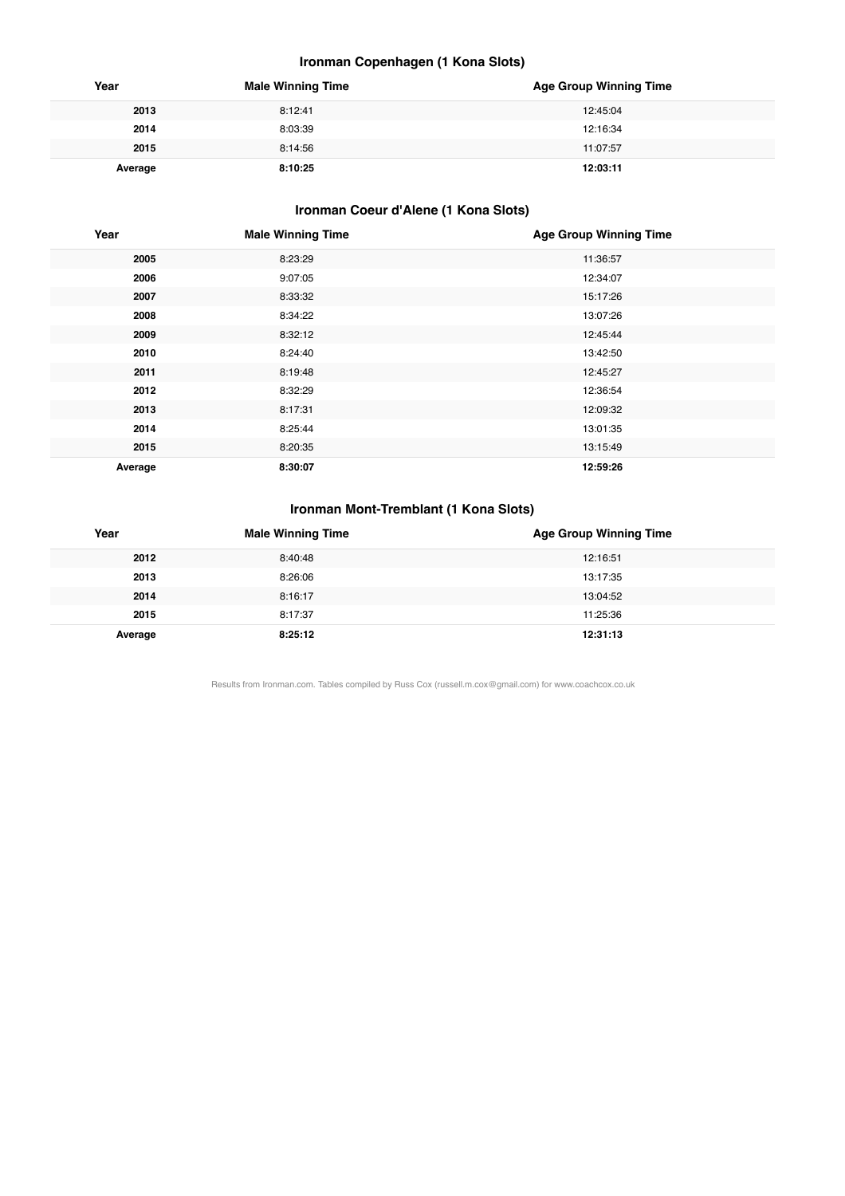### Ironman Copenhagen (1 Kona Slots)

| Year | Male Winning Time | Age Group Winning Time |
|---|---|---|
| **2013** | 8:12:41 | 12:45:04 |
| **2014** | 8:03:39 | 12:16:34 |
| **2015** | 8:14:56 | 11:07:57 |
| **Average** | **8:10:25** | **12:03:11** |

### Ironman Coeur d'Alene (1 Kona Slots)

| Year | Male Winning Time | Age Group Winning Time |
|---|---|---|
| **2005** | 8:23:29 | 11:36:57 |
| **2006** | 9:07:05 | 12:34:07 |
| **2007** | 8:33:32 | 15:17:26 |
| **2008** | 8:34:22 | 13:07:26 |
| **2009** | 8:32:12 | 12:45:44 |
| **2010** | 8:24:40 | 13:42:50 |
| **2011** | 8:19:48 | 12:45:27 |
| **2012** | 8:32:29 | 12:36:54 |
| **2013** | 8:17:31 | 12:09:32 |
| **2014** | 8:25:44 | 13:01:35 |
| **2015** | 8:20:35 | 13:15:49 |
| **Average** | **8:30:07** | **12:59:26** |

### Ironman Mont-Tremblant (1 Kona Slots)

| Year | Male Winning Time | Age Group Winning Time |
|---|---|---|
| **2012** | 8:40:48 | 12:16:51 |
| **2013** | 8:26:06 | 13:17:35 |
| **2014** | 8:16:17 | 13:04:52 |
| **2015** | 8:17:37 | 11:25:36 |
| **Average** | **8:25:12** | **12:31:13** |

Results from Ironman.com. Tables compiled by Russ Cox (russell.m.cox@gmail.com) for www.coachcox.co.uk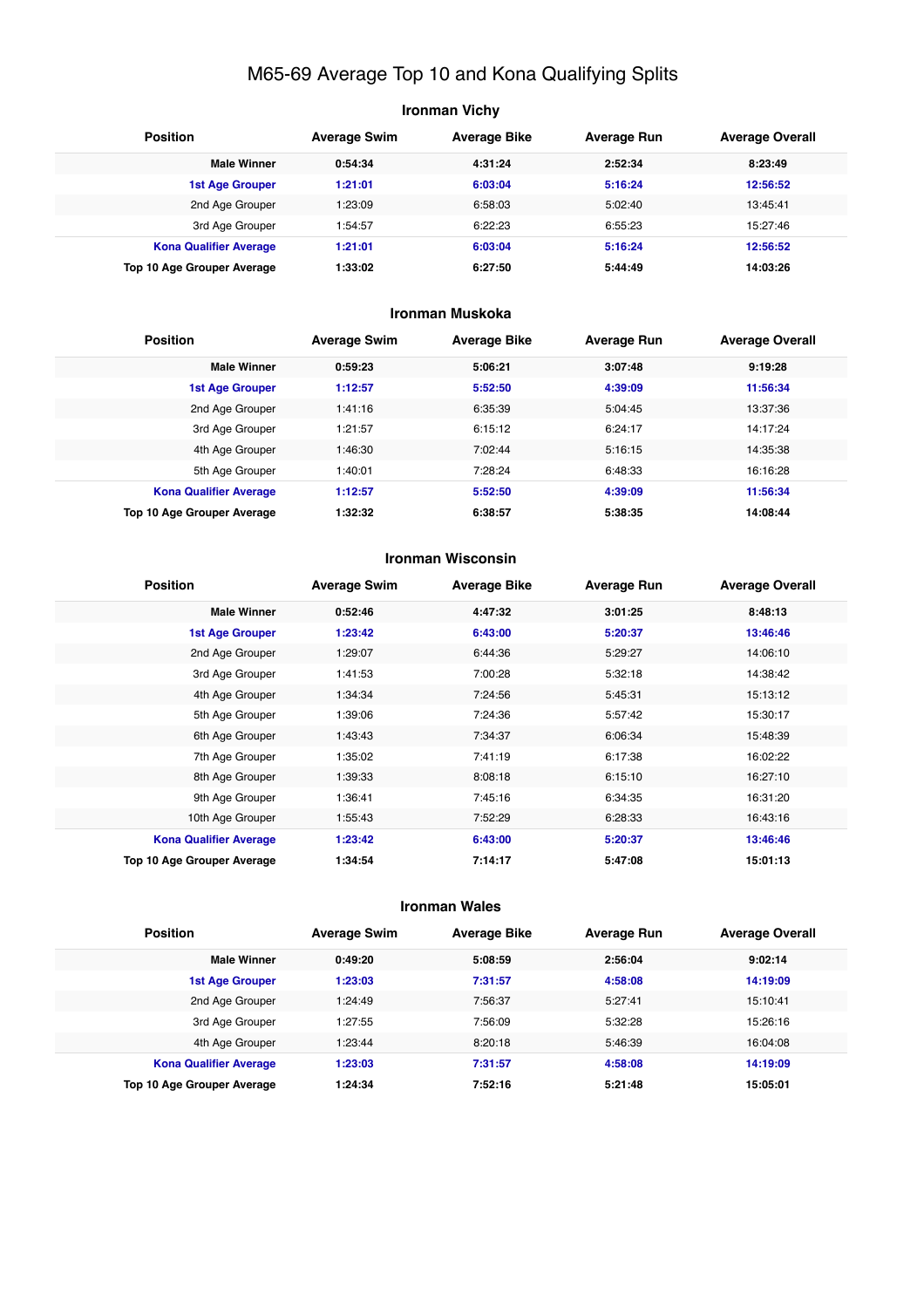# M65-69 Average Top 10 and Kona Qualifying Splits

## Ironman Vichy

| Position | Average Swim | Average Bike | Average Run | Average Overall |
|---|---|---|---|---|
| **Male Winner** | **0:54:34** | **4:31:24** | **2:52:34** | **8:23:49** |
| **1st Age Grouper** | **1:21:01** | **6:03:04** | **5:16:24** | **12:56:52** |
| 2nd Age Grouper | 1:23:09 | 6:58:03 | 5:02:40 | 13:45:41 |
| 3rd Age Grouper | 1:54:57 | 6:22:23 | 6:55:23 | 15:27:46 |
| **Kona Qualifier Average** | **1:21:01** | **6:03:04** | **5:16:24** | **12:56:52** |
| **Top 10 Age Grouper Average** | **1:33:02** | **6:27:50** | **5:44:49** | **14:03:26** |

## Ironman Muskoka

| Position | Average Swim | Average Bike | Average Run | Average Overall |
|---|---|---|---|---|
| **Male Winner** | **0:59:23** | **5:06:21** | **3:07:48** | **9:19:28** |
| **1st Age Grouper** | **1:12:57** | **5:52:50** | **4:39:09** | **11:56:34** |
| 2nd Age Grouper | 1:41:16 | 6:35:39 | 5:04:45 | 13:37:36 |
| 3rd Age Grouper | 1:21:57 | 6:15:12 | 6:24:17 | 14:17:24 |
| 4th Age Grouper | 1:46:30 | 7:02:44 | 5:16:15 | 14:35:38 |
| 5th Age Grouper | 1:40:01 | 7:28:24 | 6:48:33 | 16:16:28 |
| **Kona Qualifier Average** | **1:12:57** | **5:52:50** | **4:39:09** | **11:56:34** |
| **Top 10 Age Grouper Average** | **1:32:32** | **6:38:57** | **5:38:35** | **14:08:44** |

## Ironman Wisconsin

| Position | Average Swim | Average Bike | Average Run | Average Overall |
|---|---|---|---|---|
| **Male Winner** | **0:52:46** | **4:47:32** | **3:01:25** | **8:48:13** |
| **1st Age Grouper** | **1:23:42** | **6:43:00** | **5:20:37** | **13:46:46** |
| 2nd Age Grouper | 1:29:07 | 6:44:36 | 5:29:27 | 14:06:10 |
| 3rd Age Grouper | 1:41:53 | 7:00:28 | 5:32:18 | 14:38:42 |
| 4th Age Grouper | 1:34:34 | 7:24:56 | 5:45:31 | 15:13:12 |
| 5th Age Grouper | 1:39:06 | 7:24:36 | 5:57:42 | 15:30:17 |
| 6th Age Grouper | 1:43:43 | 7:34:37 | 6:06:34 | 15:48:39 |
| 7th Age Grouper | 1:35:02 | 7:41:19 | 6:17:38 | 16:02:22 |
| 8th Age Grouper | 1:39:33 | 8:08:18 | 6:15:10 | 16:27:10 |
| 9th Age Grouper | 1:36:41 | 7:45:16 | 6:34:35 | 16:31:20 |
| 10th Age Grouper | 1:55:43 | 7:52:29 | 6:28:33 | 16:43:16 |
| **Kona Qualifier Average** | **1:23:42** | **6:43:00** | **5:20:37** | **13:46:46** |
| **Top 10 Age Grouper Average** | **1:34:54** | **7:14:17** | **5:47:08** | **15:01:13** |

## Ironman Wales

| Position | Average Swim | Average Bike | Average Run | Average Overall |
|---|---|---|---|---|
| **Male Winner** | **0:49:20** | **5:08:59** | **2:56:04** | **9:02:14** |
| **1st Age Grouper** | **1:23:03** | **7:31:57** | **4:58:08** | **14:19:09** |
| 2nd Age Grouper | 1:24:49 | 7:56:37 | 5:27:41 | 15:10:41 |
| 3rd Age Grouper | 1:27:55 | 7:56:09 | 5:32:28 | 15:26:16 |
| 4th Age Grouper | 1:23:44 | 8:20:18 | 5:46:39 | 16:04:08 |
| **Kona Qualifier Average** | **1:23:03** | **7:31:57** | **4:58:08** | **14:19:09** |
| **Top 10 Age Grouper Average** | **1:24:34** | **7:52:16** | **5:21:48** | **15:05:01** |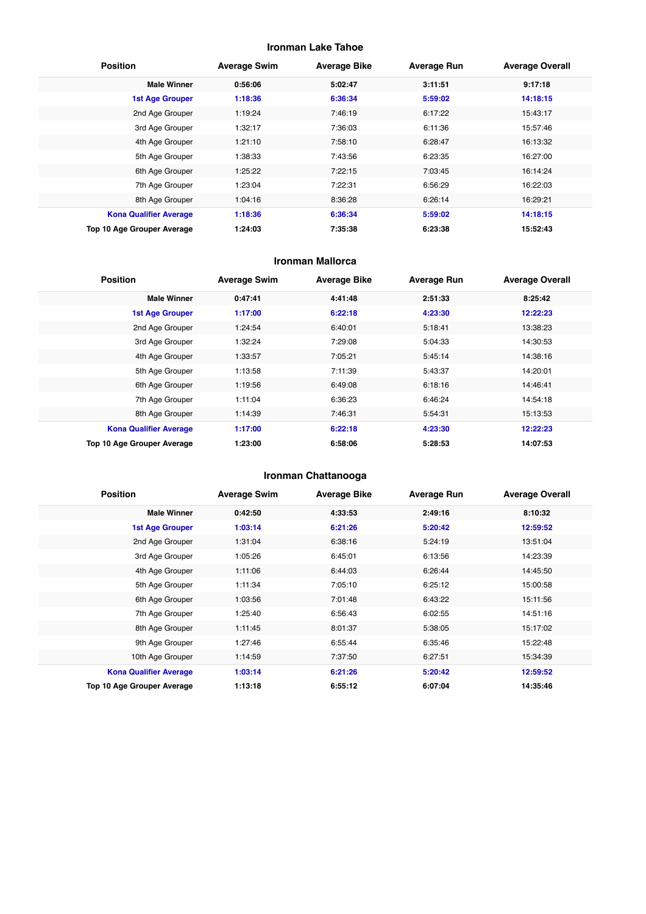## Ironman Lake Tahoe

| Position | Average Swim | Average Bike | Average Run | Average Overall |
|---|---|---|---|---|
| **Male Winner** | **0:56:06** | **5:02:47** | **3:11:51** | **9:17:18** |
| **1st Age Grouper** | **1:18:36** | **6:36:34** | **5:59:02** | **14:18:15** |
| 2nd Age Grouper | 1:19:24 | 7:46:19 | 6:17:22 | 15:43:17 |
| 3rd Age Grouper | 1:32:17 | 7:36:03 | 6:11:36 | 15:57:46 |
| 4th Age Grouper | 1:21:10 | 7:58:10 | 6:28:47 | 16:13:32 |
| 5th Age Grouper | 1:38:33 | 7:43:56 | 6:23:35 | 16:27:00 |
| 6th Age Grouper | 1:25:22 | 7:22:15 | 7:03:45 | 16:14:24 |
| 7th Age Grouper | 1:23:04 | 7:22:31 | 6:56:29 | 16:22:03 |
| 8th Age Grouper | 1:04:16 | 8:36:28 | 6:26:14 | 16:29:21 |
| **Kona Qualifier Average** | **1:18:36** | **6:36:34** | **5:59:02** | **14:18:15** |
| **Top 10 Age Grouper Average** | **1:24:03** | **7:35:38** | **6:23:38** | **15:52:43** |

## Ironman Mallorca

| Position | Average Swim | Average Bike | Average Run | Average Overall |
|---|---|---|---|---|
| **Male Winner** | **0:47:41** | **4:41:48** | **2:51:33** | **8:25:42** |
| **1st Age Grouper** | **1:17:00** | **6:22:18** | **4:23:30** | **12:22:23** |
| 2nd Age Grouper | 1:24:54 | 6:40:01 | 5:18:41 | 13:38:23 |
| 3rd Age Grouper | 1:32:24 | 7:29:08 | 5:04:33 | 14:30:53 |
| 4th Age Grouper | 1:33:57 | 7:05:21 | 5:45:14 | 14:38:16 |
| 5th Age Grouper | 1:13:58 | 7:11:39 | 5:43:37 | 14:20:01 |
| 6th Age Grouper | 1:19:56 | 6:49:08 | 6:18:16 | 14:46:41 |
| 7th Age Grouper | 1:11:04 | 6:36:23 | 6:46:24 | 14:54:18 |
| 8th Age Grouper | 1:14:39 | 7:46:31 | 5:54:31 | 15:13:53 |
| **Kona Qualifier Average** | **1:17:00** | **6:22:18** | **4:23:30** | **12:22:23** |
| **Top 10 Age Grouper Average** | **1:23:00** | **6:58:06** | **5:28:53** | **14:07:53** |

## Ironman Chattanooga

| Position | Average Swim | Average Bike | Average Run | Average Overall |
|---|---|---|---|---|
| **Male Winner** | **0:42:50** | **4:33:53** | **2:49:16** | **8:10:32** |
| **1st Age Grouper** | **1:03:14** | **6:21:26** | **5:20:42** | **12:59:52** |
| 2nd Age Grouper | 1:31:04 | 6:38:16 | 5:24:19 | 13:51:04 |
| 3rd Age Grouper | 1:05:26 | 6:45:01 | 6:13:56 | 14:23:39 |
| 4th Age Grouper | 1:11:06 | 6:44:03 | 6:26:44 | 14:45:50 |
| 5th Age Grouper | 1:11:34 | 7:05:10 | 6:25:12 | 15:00:58 |
| 6th Age Grouper | 1:03:56 | 7:01:48 | 6:43:22 | 15:11:56 |
| 7th Age Grouper | 1:25:40 | 6:56:43 | 6:02:55 | 14:51:16 |
| 8th Age Grouper | 1:11:45 | 8:01:37 | 5:38:05 | 15:17:02 |
| 9th Age Grouper | 1:27:46 | 6:55:44 | 6:35:46 | 15:22:48 |
| 10th Age Grouper | 1:14:59 | 7:37:50 | 6:27:51 | 15:34:39 |
| **Kona Qualifier Average** | **1:03:14** | **6:21:26** | **5:20:42** | **12:59:52** |
| **Top 10 Age Grouper Average** | **1:13:18** | **6:55:12** | **6:07:04** | **14:35:46** |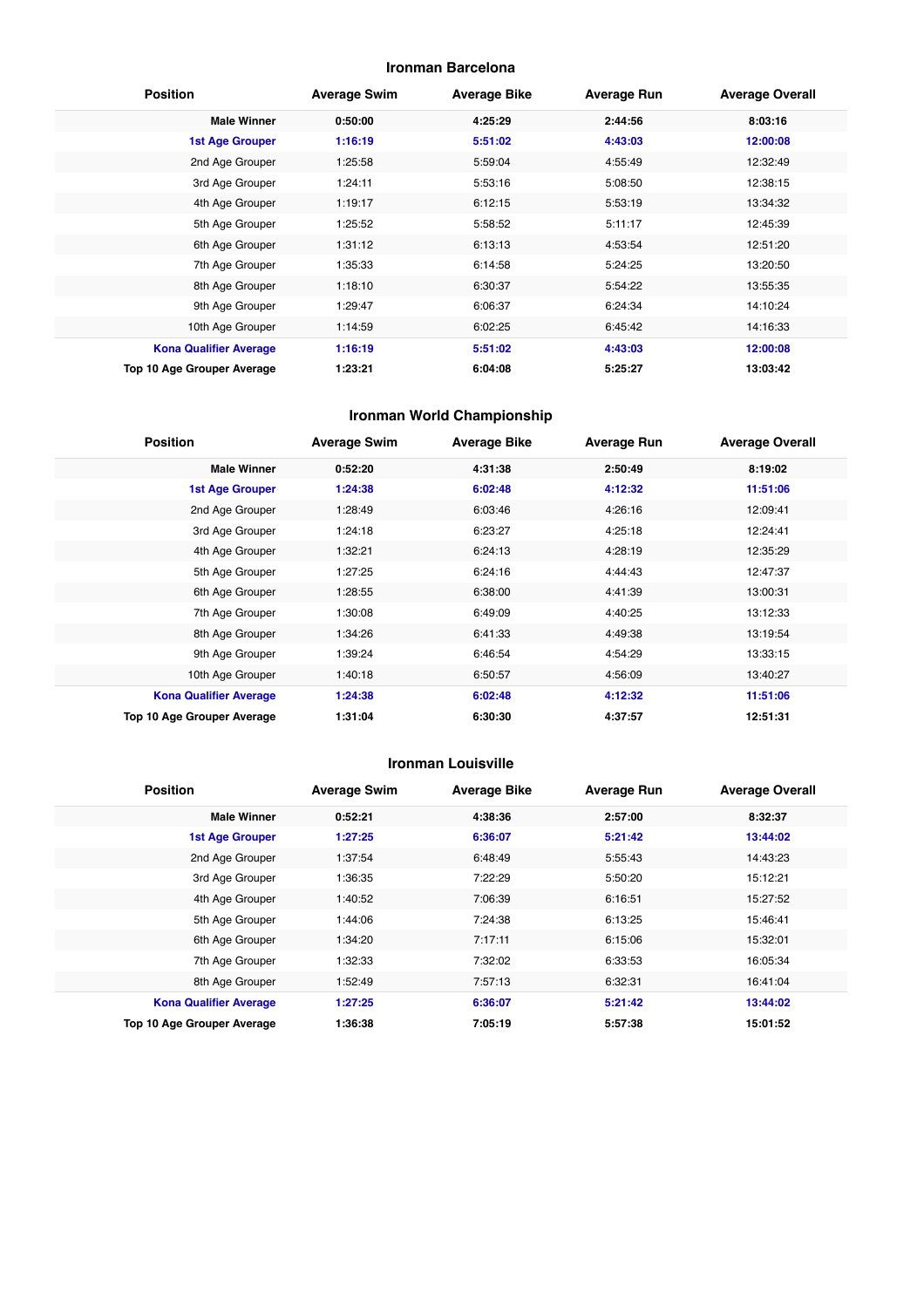## Ironman Barcelona

| Position | Average Swim | Average Bike | Average Run | Average Overall |
|---|---|---|---|---|
| **Male Winner** | **0:50:00** | **4:25:29** | **2:44:56** | **8:03:16** |
| **1st Age Grouper** | **1:16:19** | **5:51:02** | **4:43:03** | **12:00:08** |
| 2nd Age Grouper | 1:25:58 | 5:59:04 | 4:55:49 | 12:32:49 |
| 3rd Age Grouper | 1:24:11 | 5:53:16 | 5:08:50 | 12:38:15 |
| 4th Age Grouper | 1:19:17 | 6:12:15 | 5:53:19 | 13:34:32 |
| 5th Age Grouper | 1:25:52 | 5:58:52 | 5:11:17 | 12:45:39 |
| 6th Age Grouper | 1:31:12 | 6:13:13 | 4:53:54 | 12:51:20 |
| 7th Age Grouper | 1:35:33 | 6:14:58 | 5:24:25 | 13:20:50 |
| 8th Age Grouper | 1:18:10 | 6:30:37 | 5:54:22 | 13:55:35 |
| 9th Age Grouper | 1:29:47 | 6:06:37 | 6:24:34 | 14:10:24 |
| 10th Age Grouper | 1:14:59 | 6:02:25 | 6:45:42 | 14:16:33 |
| **Kona Qualifier Average** | **1:16:19** | **5:51:02** | **4:43:03** | **12:00:08** |
| **Top 10 Age Grouper Average** | **1:23:21** | **6:04:08** | **5:25:27** | **13:03:42** |

## Ironman World Championship

| Position | Average Swim | Average Bike | Average Run | Average Overall |
|---|---|---|---|---|
| **Male Winner** | **0:52:20** | **4:31:38** | **2:50:49** | **8:19:02** |
| **1st Age Grouper** | **1:24:38** | **6:02:48** | **4:12:32** | **11:51:06** |
| 2nd Age Grouper | 1:28:49 | 6:03:46 | 4:26:16 | 12:09:41 |
| 3rd Age Grouper | 1:24:18 | 6:23:27 | 4:25:18 | 12:24:41 |
| 4th Age Grouper | 1:32:21 | 6:24:13 | 4:28:19 | 12:35:29 |
| 5th Age Grouper | 1:27:25 | 6:24:16 | 4:44:43 | 12:47:37 |
| 6th Age Grouper | 1:28:55 | 6:38:00 | 4:41:39 | 13:00:31 |
| 7th Age Grouper | 1:30:08 | 6:49:09 | 4:40:25 | 13:12:33 |
| 8th Age Grouper | 1:34:26 | 6:41:33 | 4:49:38 | 13:19:54 |
| 9th Age Grouper | 1:39:24 | 6:46:54 | 4:54:29 | 13:33:15 |
| 10th Age Grouper | 1:40:18 | 6:50:57 | 4:56:09 | 13:40:27 |
| **Kona Qualifier Average** | **1:24:38** | **6:02:48** | **4:12:32** | **11:51:06** |
| **Top 10 Age Grouper Average** | **1:31:04** | **6:30:30** | **4:37:57** | **12:51:31** |

## Ironman Louisville

| Position | Average Swim | Average Bike | Average Run | Average Overall |
|---|---|---|---|---|
| **Male Winner** | **0:52:21** | **4:38:36** | **2:57:00** | **8:32:37** |
| **1st Age Grouper** | **1:27:25** | **6:36:07** | **5:21:42** | **13:44:02** |
| 2nd Age Grouper | 1:37:54 | 6:48:49 | 5:55:43 | 14:43:23 |
| 3rd Age Grouper | 1:36:35 | 7:22:29 | 5:50:20 | 15:12:21 |
| 4th Age Grouper | 1:40:52 | 7:06:39 | 6:16:51 | 15:27:52 |
| 5th Age Grouper | 1:44:06 | 7:24:38 | 6:13:25 | 15:46:41 |
| 6th Age Grouper | 1:34:20 | 7:17:11 | 6:15:06 | 15:32:01 |
| 7th Age Grouper | 1:32:33 | 7:32:02 | 6:33:53 | 16:05:34 |
| 8th Age Grouper | 1:52:49 | 7:57:13 | 6:32:31 | 16:41:04 |
| **Kona Qualifier Average** | **1:27:25** | **6:36:07** | **5:21:42** | **13:44:02** |
| **Top 10 Age Grouper Average** | **1:36:38** | **7:05:19** | **5:57:38** | **15:01:52** |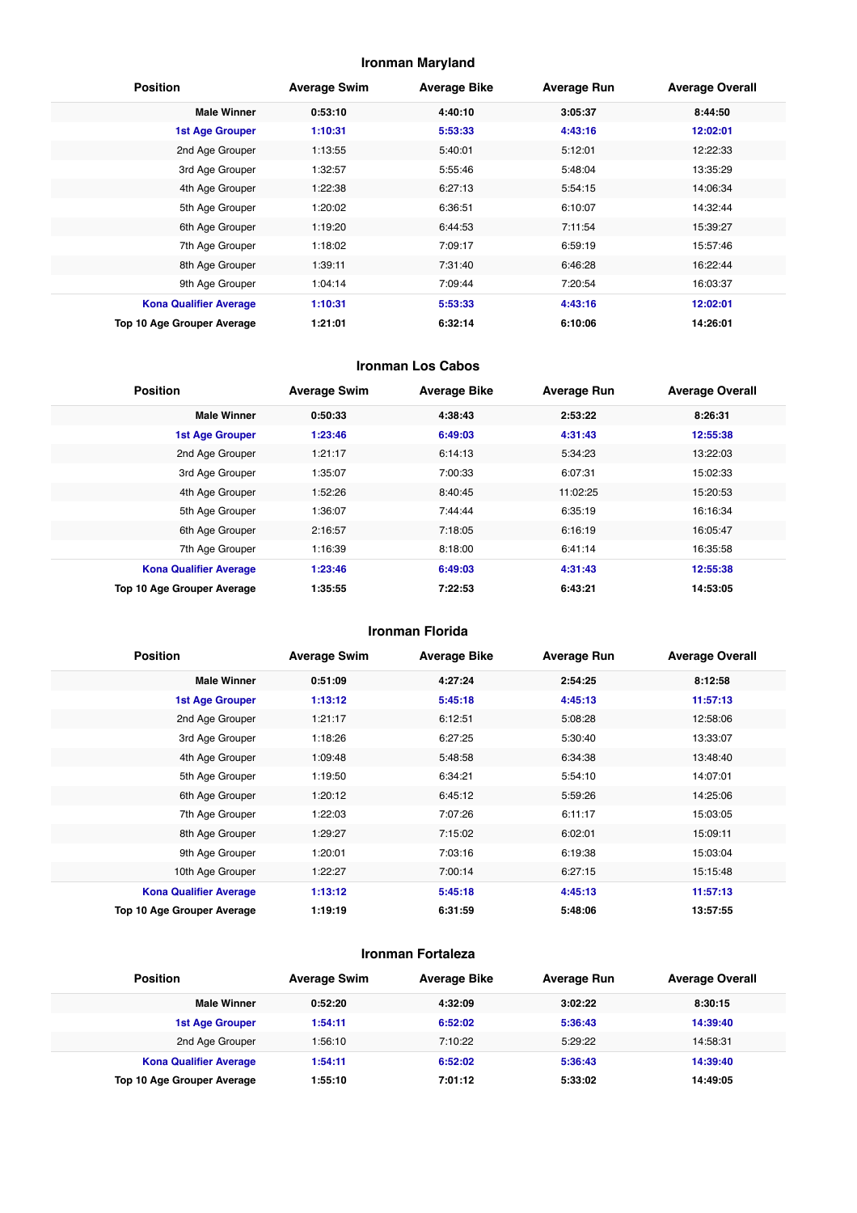## Ironman Maryland

| Position | Average Swim | Average Bike | Average Run | Average Overall |
|---|---|---|---|---|
| **Male Winner** | **0:53:10** | **4:40:10** | **3:05:37** | **8:44:50** |
| **1st Age Grouper** | **1:10:31** | **5:53:33** | **4:43:16** | **12:02:01** |
| 2nd Age Grouper | 1:13:55 | 5:40:01 | 5:12:01 | 12:22:33 |
| 3rd Age Grouper | 1:32:57 | 5:55:46 | 5:48:04 | 13:35:29 |
| 4th Age Grouper | 1:22:38 | 6:27:13 | 5:54:15 | 14:06:34 |
| 5th Age Grouper | 1:20:02 | 6:36:51 | 6:10:07 | 14:32:44 |
| 6th Age Grouper | 1:19:20 | 6:44:53 | 7:11:54 | 15:39:27 |
| 7th Age Grouper | 1:18:02 | 7:09:17 | 6:59:19 | 15:57:46 |
| 8th Age Grouper | 1:39:11 | 7:31:40 | 6:46:28 | 16:22:44 |
| 9th Age Grouper | 1:04:14 | 7:09:44 | 7:20:54 | 16:03:37 |
| **Kona Qualifier Average** | **1:10:31** | **5:53:33** | **4:43:16** | **12:02:01** |
| **Top 10 Age Grouper Average** | **1:21:01** | **6:32:14** | **6:10:06** | **14:26:01** |

## Ironman Los Cabos

| Position | Average Swim | Average Bike | Average Run | Average Overall |
|---|---|---|---|---|
| **Male Winner** | **0:50:33** | **4:38:43** | **2:53:22** | **8:26:31** |
| **1st Age Grouper** | **1:23:46** | **6:49:03** | **4:31:43** | **12:55:38** |
| 2nd Age Grouper | 1:21:17 | 6:14:13 | 5:34:23 | 13:22:03 |
| 3rd Age Grouper | 1:35:07 | 7:00:33 | 6:07:31 | 15:02:33 |
| 4th Age Grouper | 1:52:26 | 8:40:45 | 11:02:25 | 15:20:53 |
| 5th Age Grouper | 1:36:07 | 7:44:44 | 6:35:19 | 16:16:34 |
| 6th Age Grouper | 2:16:57 | 7:18:05 | 6:16:19 | 16:05:47 |
| 7th Age Grouper | 1:16:39 | 8:18:00 | 6:41:14 | 16:35:58 |
| **Kona Qualifier Average** | **1:23:46** | **6:49:03** | **4:31:43** | **12:55:38** |
| **Top 10 Age Grouper Average** | **1:35:55** | **7:22:53** | **6:43:21** | **14:53:05** |

## Ironman Florida

| Position | Average Swim | Average Bike | Average Run | Average Overall |
|---|---|---|---|---|
| **Male Winner** | **0:51:09** | **4:27:24** | **2:54:25** | **8:12:58** |
| **1st Age Grouper** | **1:13:12** | **5:45:18** | **4:45:13** | **11:57:13** |
| 2nd Age Grouper | 1:21:17 | 6:12:51 | 5:08:28 | 12:58:06 |
| 3rd Age Grouper | 1:18:26 | 6:27:25 | 5:30:40 | 13:33:07 |
| 4th Age Grouper | 1:09:48 | 5:48:58 | 6:34:38 | 13:48:40 |
| 5th Age Grouper | 1:19:50 | 6:34:21 | 5:54:10 | 14:07:01 |
| 6th Age Grouper | 1:20:12 | 6:45:12 | 5:59:26 | 14:25:06 |
| 7th Age Grouper | 1:22:03 | 7:07:26 | 6:11:17 | 15:03:05 |
| 8th Age Grouper | 1:29:27 | 7:15:02 | 6:02:01 | 15:09:11 |
| 9th Age Grouper | 1:20:01 | 7:03:16 | 6:19:38 | 15:03:04 |
| 10th Age Grouper | 1:22:27 | 7:00:14 | 6:27:15 | 15:15:48 |
| **Kona Qualifier Average** | **1:13:12** | **5:45:18** | **4:45:13** | **11:57:13** |
| **Top 10 Age Grouper Average** | **1:19:19** | **6:31:59** | **5:48:06** | **13:57:55** |

## Ironman Fortaleza

| Position | Average Swim | Average Bike | Average Run | Average Overall |
|---|---|---|---|---|
| **Male Winner** | **0:52:20** | **4:32:09** | **3:02:22** | **8:30:15** |
| **1st Age Grouper** | **1:54:11** | **6:52:02** | **5:36:43** | **14:39:40** |
| 2nd Age Grouper | 1:56:10 | 7:10:22 | 5:29:22 | 14:58:31 |
| **Kona Qualifier Average** | **1:54:11** | **6:52:02** | **5:36:43** | **14:39:40** |
| **Top 10 Age Grouper Average** | **1:55:10** | **7:01:12** | **5:33:02** | **14:49:05** |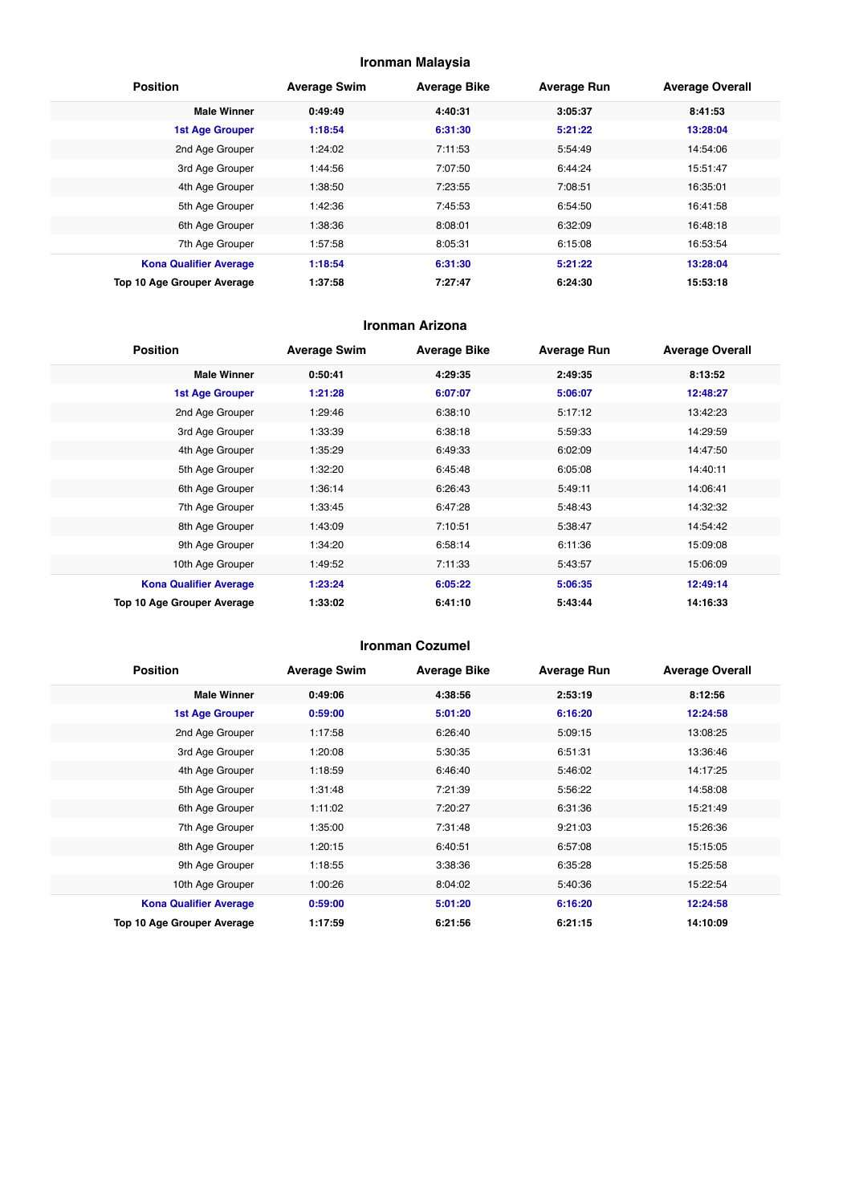### Ironman Malaysia

| Position | Average Swim | Average Bike | Average Run | Average Overall |
|---|---|---|---|---|
| **Male Winner** | **0:49:49** | **4:40:31** | **3:05:37** | **8:41:53** |
| **1st Age Grouper** | **1:18:54** | **6:31:30** | **5:21:22** | **13:28:04** |
| 2nd Age Grouper | 1:24:02 | 7:11:53 | 5:54:49 | 14:54:06 |
| 3rd Age Grouper | 1:44:56 | 7:07:50 | 6:44:24 | 15:51:47 |
| 4th Age Grouper | 1:38:50 | 7:23:55 | 7:08:51 | 16:35:01 |
| 5th Age Grouper | 1:42:36 | 7:45:53 | 6:54:50 | 16:41:58 |
| 6th Age Grouper | 1:38:36 | 8:08:01 | 6:32:09 | 16:48:18 |
| 7th Age Grouper | 1:57:58 | 8:05:31 | 6:15:08 | 16:53:54 |
| **Kona Qualifier Average** | **1:18:54** | **6:31:30** | **5:21:22** | **13:28:04** |
| **Top 10 Age Grouper Average** | **1:37:58** | **7:27:47** | **6:24:30** | **15:53:18** |

### Ironman Arizona

| Position | Average Swim | Average Bike | Average Run | Average Overall |
|---|---|---|---|---|
| **Male Winner** | **0:50:41** | **4:29:35** | **2:49:35** | **8:13:52** |
| **1st Age Grouper** | **1:21:28** | **6:07:07** | **5:06:07** | **12:48:27** |
| 2nd Age Grouper | 1:29:46 | 6:38:10 | 5:17:12 | 13:42:23 |
| 3rd Age Grouper | 1:33:39 | 6:38:18 | 5:59:33 | 14:29:59 |
| 4th Age Grouper | 1:35:29 | 6:49:33 | 6:02:09 | 14:47:50 |
| 5th Age Grouper | 1:32:20 | 6:45:48 | 6:05:08 | 14:40:11 |
| 6th Age Grouper | 1:36:14 | 6:26:43 | 5:49:11 | 14:06:41 |
| 7th Age Grouper | 1:33:45 | 6:47:28 | 5:48:43 | 14:32:32 |
| 8th Age Grouper | 1:43:09 | 7:10:51 | 5:38:47 | 14:54:42 |
| 9th Age Grouper | 1:34:20 | 6:58:14 | 6:11:36 | 15:09:08 |
| 10th Age Grouper | 1:49:52 | 7:11:33 | 5:43:57 | 15:06:09 |
| **Kona Qualifier Average** | **1:23:24** | **6:05:22** | **5:06:35** | **12:49:14** |
| **Top 10 Age Grouper Average** | **1:33:02** | **6:41:10** | **5:43:44** | **14:16:33** |

### Ironman Cozumel

| Position | Average Swim | Average Bike | Average Run | Average Overall |
|---|---|---|---|---|
| **Male Winner** | **0:49:06** | **4:38:56** | **2:53:19** | **8:12:56** |
| **1st Age Grouper** | **0:59:00** | **5:01:20** | **6:16:20** | **12:24:58** |
| 2nd Age Grouper | 1:17:58 | 6:26:40 | 5:09:15 | 13:08:25 |
| 3rd Age Grouper | 1:20:08 | 5:30:35 | 6:51:31 | 13:36:46 |
| 4th Age Grouper | 1:18:59 | 6:46:40 | 5:46:02 | 14:17:25 |
| 5th Age Grouper | 1:31:48 | 7:21:39 | 5:56:22 | 14:58:08 |
| 6th Age Grouper | 1:11:02 | 7:20:27 | 6:31:36 | 15:21:49 |
| 7th Age Grouper | 1:35:00 | 7:31:48 | 9:21:03 | 15:26:36 |
| 8th Age Grouper | 1:20:15 | 6:40:51 | 6:57:08 | 15:15:05 |
| 9th Age Grouper | 1:18:55 | 3:38:36 | 6:35:28 | 15:25:58 |
| 10th Age Grouper | 1:00:26 | 8:04:02 | 5:40:36 | 15:22:54 |
| **Kona Qualifier Average** | **0:59:00** | **5:01:20** | **6:16:20** | **12:24:58** |
| **Top 10 Age Grouper Average** | **1:17:59** | **6:21:56** | **6:21:15** | **14:10:09** |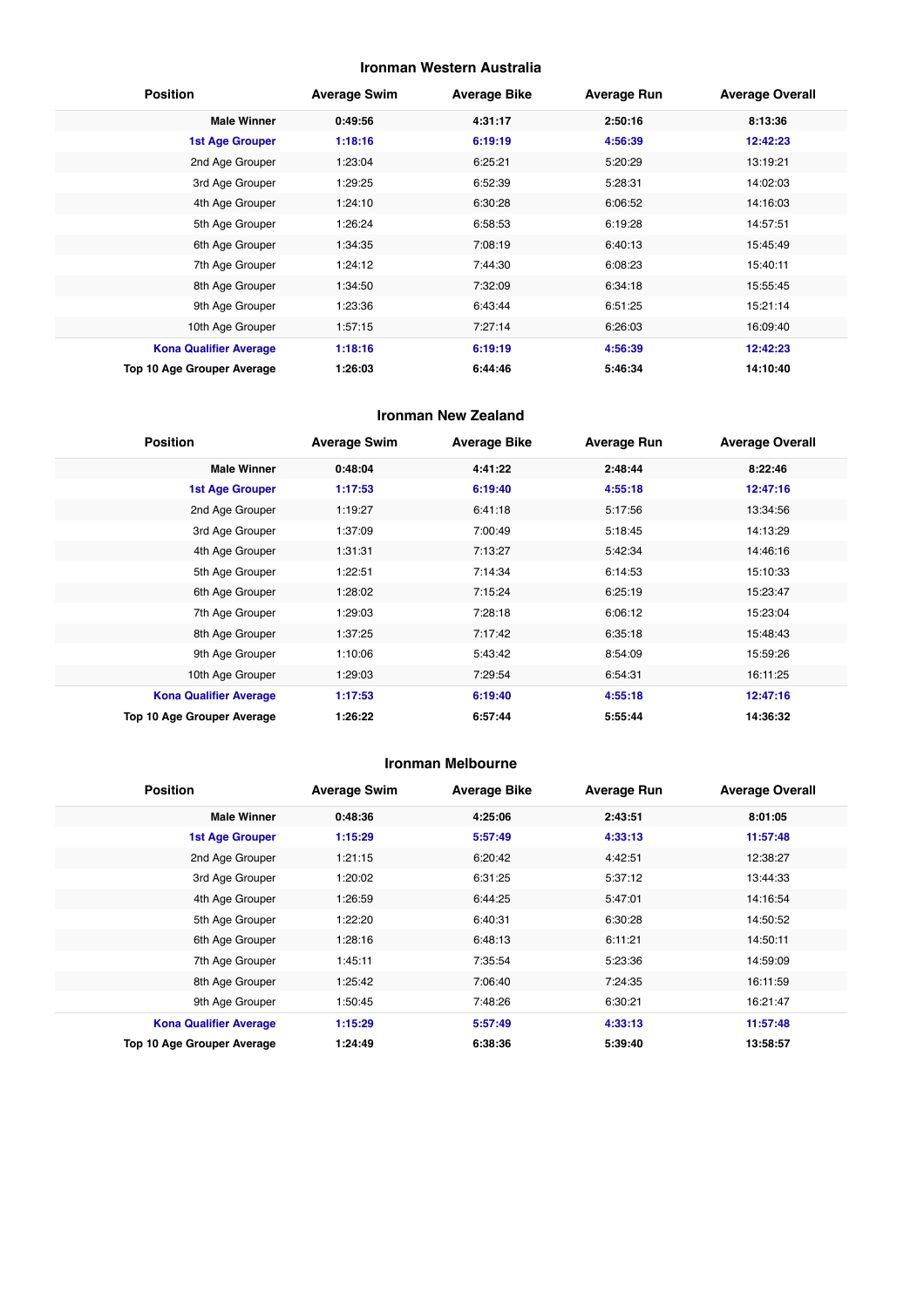## Ironman Western Australia

| Position | Average Swim | Average Bike | Average Run | Average Overall |
|---|---|---|---|---|
| **Male Winner** | **0:49:56** | **4:31:17** | **2:50:16** | **8:13:36** |
| **1st Age Grouper** | **1:18:16** | **6:19:19** | **4:56:39** | **12:42:23** |
| 2nd Age Grouper | 1:23:04 | 6:25:21 | 5:20:29 | 13:19:21 |
| 3rd Age Grouper | 1:29:25 | 6:52:39 | 5:28:31 | 14:02:03 |
| 4th Age Grouper | 1:24:10 | 6:30:28 | 6:06:52 | 14:16:03 |
| 5th Age Grouper | 1:26:24 | 6:58:53 | 6:19:28 | 14:57:51 |
| 6th Age Grouper | 1:34:35 | 7:08:19 | 6:40:13 | 15:45:49 |
| 7th Age Grouper | 1:24:12 | 7:44:30 | 6:08:23 | 15:40:11 |
| 8th Age Grouper | 1:34:50 | 7:32:09 | 6:34:18 | 15:55:45 |
| 9th Age Grouper | 1:23:36 | 6:43:44 | 6:51:25 | 15:21:14 |
| 10th Age Grouper | 1:57:15 | 7:27:14 | 6:26:03 | 16:09:40 |
| **Kona Qualifier Average** | **1:18:16** | **6:19:19** | **4:56:39** | **12:42:23** |
| **Top 10 Age Grouper Average** | **1:26:03** | **6:44:46** | **5:46:34** | **14:10:40** |

## Ironman New Zealand

| Position | Average Swim | Average Bike | Average Run | Average Overall |
|---|---|---|---|---|
| **Male Winner** | **0:48:04** | **4:41:22** | **2:48:44** | **8:22:46** |
| **1st Age Grouper** | **1:17:53** | **6:19:40** | **4:55:18** | **12:47:16** |
| 2nd Age Grouper | 1:19:27 | 6:41:18 | 5:17:56 | 13:34:56 |
| 3rd Age Grouper | 1:37:09 | 7:00:49 | 5:18:45 | 14:13:29 |
| 4th Age Grouper | 1:31:31 | 7:13:27 | 5:42:34 | 14:46:16 |
| 5th Age Grouper | 1:22:51 | 7:14:34 | 6:14:53 | 15:10:33 |
| 6th Age Grouper | 1:28:02 | 7:15:24 | 6:25:19 | 15:23:47 |
| 7th Age Grouper | 1:29:03 | 7:28:18 | 6:06:12 | 15:23:04 |
| 8th Age Grouper | 1:37:25 | 7:17:42 | 6:35:18 | 15:48:43 |
| 9th Age Grouper | 1:10:06 | 5:43:42 | 8:54:09 | 15:59:26 |
| 10th Age Grouper | 1:29:03 | 7:29:54 | 6:54:31 | 16:11:25 |
| **Kona Qualifier Average** | **1:17:53** | **6:19:40** | **4:55:18** | **12:47:16** |
| **Top 10 Age Grouper Average** | **1:26:22** | **6:57:44** | **5:55:44** | **14:36:32** |

## Ironman Melbourne

| Position | Average Swim | Average Bike | Average Run | Average Overall |
|---|---|---|---|---|
| **Male Winner** | **0:48:36** | **4:25:06** | **2:43:51** | **8:01:05** |
| **1st Age Grouper** | **1:15:29** | **5:57:49** | **4:33:13** | **11:57:48** |
| 2nd Age Grouper | 1:21:15 | 6:20:42 | 4:42:51 | 12:38:27 |
| 3rd Age Grouper | 1:20:02 | 6:31:25 | 5:37:12 | 13:44:33 |
| 4th Age Grouper | 1:26:59 | 6:44:25 | 5:47:01 | 14:16:54 |
| 5th Age Grouper | 1:22:20 | 6:40:31 | 6:30:28 | 14:50:52 |
| 6th Age Grouper | 1:28:16 | 6:48:13 | 6:11:21 | 14:50:11 |
| 7th Age Grouper | 1:45:11 | 7:35:54 | 5:23:36 | 14:59:09 |
| 8th Age Grouper | 1:25:42 | 7:06:40 | 7:24:35 | 16:11:59 |
| 9th Age Grouper | 1:50:45 | 7:48:26 | 6:30:21 | 16:21:47 |
| **Kona Qualifier Average** | **1:15:29** | **5:57:49** | **4:33:13** | **11:57:48** |
| **Top 10 Age Grouper Average** | **1:24:49** | **6:38:36** | **5:39:40** | **13:58:57** |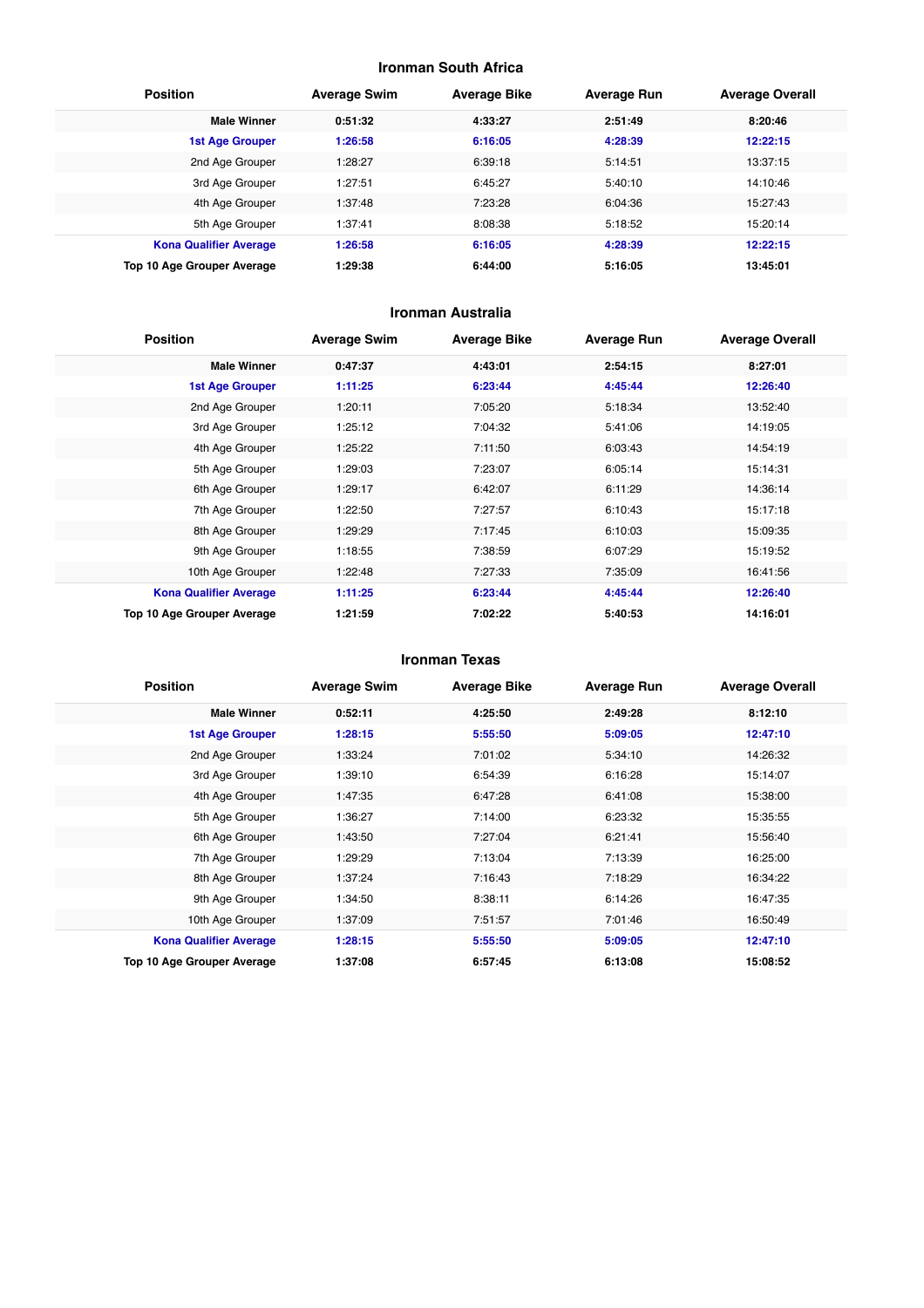## Ironman South Africa

| Position | Average Swim | Average Bike | Average Run | Average Overall |
| --- | --- | --- | --- | --- |
| **Male Winner** | **0:51:32** | **4:33:27** | **2:51:49** | **8:20:46** |
| **1st Age Grouper** | **1:26:58** | **6:16:05** | **4:28:39** | **12:22:15** |
| 2nd Age Grouper | 1:28:27 | 6:39:18 | 5:14:51 | 13:37:15 |
| 3rd Age Grouper | 1:27:51 | 6:45:27 | 5:40:10 | 14:10:46 |
| 4th Age Grouper | 1:37:48 | 7:23:28 | 6:04:36 | 15:27:43 |
| 5th Age Grouper | 1:37:41 | 8:08:38 | 5:18:52 | 15:20:14 |
| **Kona Qualifier Average** | **1:26:58** | **6:16:05** | **4:28:39** | **12:22:15** |
| **Top 10 Age Grouper Average** | **1:29:38** | **6:44:00** | **5:16:05** | **13:45:01** |

## Ironman Australia

| Position | Average Swim | Average Bike | Average Run | Average Overall |
| --- | --- | --- | --- | --- |
| **Male Winner** | **0:47:37** | **4:43:01** | **2:54:15** | **8:27:01** |
| **1st Age Grouper** | **1:11:25** | **6:23:44** | **4:45:44** | **12:26:40** |
| 2nd Age Grouper | 1:20:11 | 7:05:20 | 5:18:34 | 13:52:40 |
| 3rd Age Grouper | 1:25:12 | 7:04:32 | 5:41:06 | 14:19:05 |
| 4th Age Grouper | 1:25:22 | 7:11:50 | 6:03:43 | 14:54:19 |
| 5th Age Grouper | 1:29:03 | 7:23:07 | 6:05:14 | 15:14:31 |
| 6th Age Grouper | 1:29:17 | 6:42:07 | 6:11:29 | 14:36:14 |
| 7th Age Grouper | 1:22:50 | 7:27:57 | 6:10:43 | 15:17:18 |
| 8th Age Grouper | 1:29:29 | 7:17:45 | 6:10:03 | 15:09:35 |
| 9th Age Grouper | 1:18:55 | 7:38:59 | 6:07:29 | 15:19:52 |
| 10th Age Grouper | 1:22:48 | 7:27:33 | 7:35:09 | 16:41:56 |
| **Kona Qualifier Average** | **1:11:25** | **6:23:44** | **4:45:44** | **12:26:40** |
| **Top 10 Age Grouper Average** | **1:21:59** | **7:02:22** | **5:40:53** | **14:16:01** |

## Ironman Texas

| Position | Average Swim | Average Bike | Average Run | Average Overall |
| --- | --- | --- | --- | --- |
| **Male Winner** | **0:52:11** | **4:25:50** | **2:49:28** | **8:12:10** |
| **1st Age Grouper** | **1:28:15** | **5:55:50** | **5:09:05** | **12:47:10** |
| 2nd Age Grouper | 1:33:24 | 7:01:02 | 5:34:10 | 14:26:32 |
| 3rd Age Grouper | 1:39:10 | 6:54:39 | 6:16:28 | 15:14:07 |
| 4th Age Grouper | 1:47:35 | 6:47:28 | 6:41:08 | 15:38:00 |
| 5th Age Grouper | 1:36:27 | 7:14:00 | 6:23:32 | 15:35:55 |
| 6th Age Grouper | 1:43:50 | 7:27:04 | 6:21:41 | 15:56:40 |
| 7th Age Grouper | 1:29:29 | 7:13:04 | 7:13:39 | 16:25:00 |
| 8th Age Grouper | 1:37:24 | 7:16:43 | 7:18:29 | 16:34:22 |
| 9th Age Grouper | 1:34:50 | 8:38:11 | 6:14:26 | 16:47:35 |
| 10th Age Grouper | 1:37:09 | 7:51:57 | 7:01:46 | 16:50:49 |
| **Kona Qualifier Average** | **1:28:15** | **5:55:50** | **5:09:05** | **12:47:10** |
| **Top 10 Age Grouper Average** | **1:37:08** | **6:57:45** | **6:13:08** | **15:08:52** |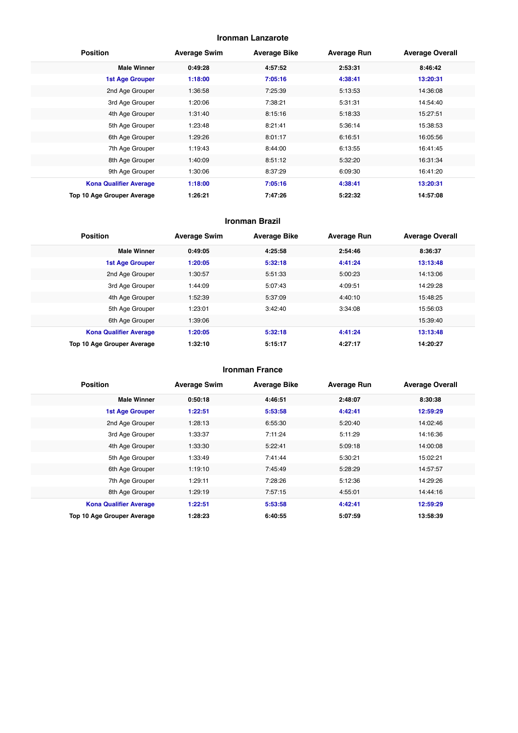### Ironman Lanzarote

| Position | Average Swim | Average Bike | Average Run | Average Overall |
|---|---|---|---|---|
| **Male Winner** | **0:49:28** | **4:57:52** | **2:53:31** | **8:46:42** |
| **1st Age Grouper** | **1:18:00** | **7:05:16** | **4:38:41** | **13:20:31** |
| 2nd Age Grouper | 1:36:58 | 7:25:39 | 5:13:53 | 14:36:08 |
| 3rd Age Grouper | 1:20:06 | 7:38:21 | 5:31:31 | 14:54:40 |
| 4th Age Grouper | 1:31:40 | 8:15:16 | 5:18:33 | 15:27:51 |
| 5th Age Grouper | 1:23:48 | 8:21:41 | 5:36:14 | 15:38:53 |
| 6th Age Grouper | 1:29:26 | 8:01:17 | 6:16:51 | 16:05:56 |
| 7th Age Grouper | 1:19:43 | 8:44:00 | 6:13:55 | 16:41:45 |
| 8th Age Grouper | 1:40:09 | 8:51:12 | 5:32:20 | 16:31:34 |
| 9th Age Grouper | 1:30:06 | 8:37:29 | 6:09:30 | 16:41:20 |
| **Kona Qualifier Average** | **1:18:00** | **7:05:16** | **4:38:41** | **13:20:31** |
| **Top 10 Age Grouper Average** | **1:26:21** | **7:47:26** | **5:22:32** | **14:57:08** |

### Ironman Brazil

| Position | Average Swim | Average Bike | Average Run | Average Overall |
|---|---|---|---|---|
| **Male Winner** | **0:49:05** | **4:25:58** | **2:54:46** | **8:36:37** |
| **1st Age Grouper** | **1:20:05** | **5:32:18** | **4:41:24** | **13:13:48** |
| 2nd Age Grouper | 1:30:57 | 5:51:33 | 5:00:23 | 14:13:06 |
| 3rd Age Grouper | 1:44:09 | 5:07:43 | 4:09:51 | 14:29:28 |
| 4th Age Grouper | 1:52:39 | 5:37:09 | 4:40:10 | 15:48:25 |
| 5th Age Grouper | 1:23:01 | 3:42:40 | 3:34:08 | 15:56:03 |
| 6th Age Grouper | 1:39:06 | | | 15:39:40 |
| **Kona Qualifier Average** | **1:20:05** | **5:32:18** | **4:41:24** | **13:13:48** |
| **Top 10 Age Grouper Average** | **1:32:10** | **5:15:17** | **4:27:17** | **14:20:27** |

### Ironman France

| Position | Average Swim | Average Bike | Average Run | Average Overall |
|---|---|---|---|---|
| **Male Winner** | **0:50:18** | **4:46:51** | **2:48:07** | **8:30:38** |
| **1st Age Grouper** | **1:22:51** | **5:53:58** | **4:42:41** | **12:59:29** |
| 2nd Age Grouper | 1:28:13 | 6:55:30 | 5:20:40 | 14:02:46 |
| 3rd Age Grouper | 1:33:37 | 7:11:24 | 5:11:29 | 14:16:36 |
| 4th Age Grouper | 1:33:30 | 5:22:41 | 5:09:18 | 14:00:08 |
| 5th Age Grouper | 1:33:49 | 7:41:44 | 5:30:21 | 15:02:21 |
| 6th Age Grouper | 1:19:10 | 7:45:49 | 5:28:29 | 14:57:57 |
| 7th Age Grouper | 1:29:11 | 7:28:26 | 5:12:36 | 14:29:26 |
| 8th Age Grouper | 1:29:19 | 7:57:15 | 4:55:01 | 14:44:16 |
| **Kona Qualifier Average** | **1:22:51** | **5:53:58** | **4:42:41** | **12:59:29** |
| **Top 10 Age Grouper Average** | **1:28:23** | **6:40:55** | **5:07:59** | **13:58:39** |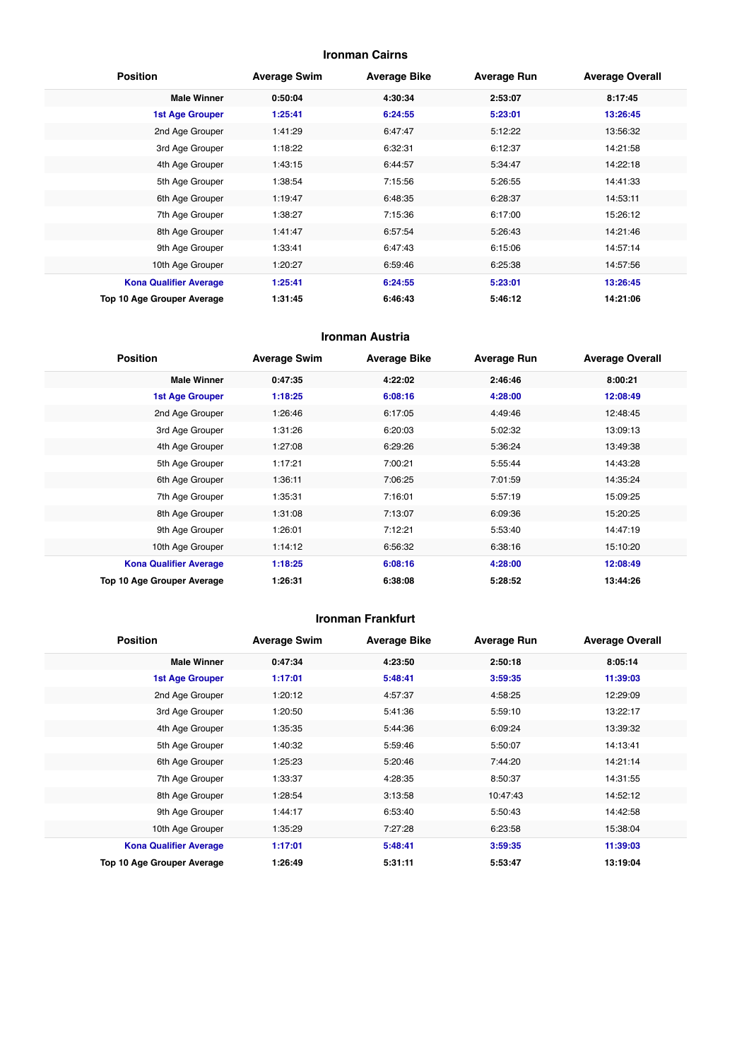## Ironman Cairns

| Position | Average Swim | Average Bike | Average Run | Average Overall |
|---|---|---|---|---|
| **Male Winner** | **0:50:04** | **4:30:34** | **2:53:07** | **8:17:45** |
| **1st Age Grouper** | **1:25:41** | **6:24:55** | **5:23:01** | **13:26:45** |
| 2nd Age Grouper | 1:41:29 | 6:47:47 | 5:12:22 | 13:56:32 |
| 3rd Age Grouper | 1:18:22 | 6:32:31 | 6:12:37 | 14:21:58 |
| 4th Age Grouper | 1:43:15 | 6:44:57 | 5:34:47 | 14:22:18 |
| 5th Age Grouper | 1:38:54 | 7:15:56 | 5:26:55 | 14:41:33 |
| 6th Age Grouper | 1:19:47 | 6:48:35 | 6:28:37 | 14:53:11 |
| 7th Age Grouper | 1:38:27 | 7:15:36 | 6:17:00 | 15:26:12 |
| 8th Age Grouper | 1:41:47 | 6:57:54 | 5:26:43 | 14:21:46 |
| 9th Age Grouper | 1:33:41 | 6:47:43 | 6:15:06 | 14:57:14 |
| 10th Age Grouper | 1:20:27 | 6:59:46 | 6:25:38 | 14:57:56 |
| **Kona Qualifier Average** | **1:25:41** | **6:24:55** | **5:23:01** | **13:26:45** |
| **Top 10 Age Grouper Average** | **1:31:45** | **6:46:43** | **5:46:12** | **14:21:06** |

## Ironman Austria

| Position | Average Swim | Average Bike | Average Run | Average Overall |
|---|---|---|---|---|
| **Male Winner** | **0:47:35** | **4:22:02** | **2:46:46** | **8:00:21** |
| **1st Age Grouper** | **1:18:25** | **6:08:16** | **4:28:00** | **12:08:49** |
| 2nd Age Grouper | 1:26:46 | 6:17:05 | 4:49:46 | 12:48:45 |
| 3rd Age Grouper | 1:31:26 | 6:20:03 | 5:02:32 | 13:09:13 |
| 4th Age Grouper | 1:27:08 | 6:29:26 | 5:36:24 | 13:49:38 |
| 5th Age Grouper | 1:17:21 | 7:00:21 | 5:55:44 | 14:43:28 |
| 6th Age Grouper | 1:36:11 | 7:06:25 | 7:01:59 | 14:35:24 |
| 7th Age Grouper | 1:35:31 | 7:16:01 | 5:57:19 | 15:09:25 |
| 8th Age Grouper | 1:31:08 | 7:13:07 | 6:09:36 | 15:20:25 |
| 9th Age Grouper | 1:26:01 | 7:12:21 | 5:53:40 | 14:47:19 |
| 10th Age Grouper | 1:14:12 | 6:56:32 | 6:38:16 | 15:10:20 |
| **Kona Qualifier Average** | **1:18:25** | **6:08:16** | **4:28:00** | **12:08:49** |
| **Top 10 Age Grouper Average** | **1:26:31** | **6:38:08** | **5:28:52** | **13:44:26** |

## Ironman Frankfurt

| Position | Average Swim | Average Bike | Average Run | Average Overall |
|---|---|---|---|---|
| **Male Winner** | **0:47:34** | **4:23:50** | **2:50:18** | **8:05:14** |
| **1st Age Grouper** | **1:17:01** | **5:48:41** | **3:59:35** | **11:39:03** |
| 2nd Age Grouper | 1:20:12 | 4:57:37 | 4:58:25 | 12:29:09 |
| 3rd Age Grouper | 1:20:50 | 5:41:36 | 5:59:10 | 13:22:17 |
| 4th Age Grouper | 1:35:35 | 5:44:36 | 6:09:24 | 13:39:32 |
| 5th Age Grouper | 1:40:32 | 5:59:46 | 5:50:07 | 14:13:41 |
| 6th Age Grouper | 1:25:23 | 5:20:46 | 7:44:20 | 14:21:14 |
| 7th Age Grouper | 1:33:37 | 4:28:35 | 8:50:37 | 14:31:55 |
| 8th Age Grouper | 1:28:54 | 3:13:58 | 10:47:43 | 14:52:12 |
| 9th Age Grouper | 1:44:17 | 6:53:40 | 5:50:43 | 14:42:58 |
| 10th Age Grouper | 1:35:29 | 7:27:28 | 6:23:58 | 15:38:04 |
| **Kona Qualifier Average** | **1:17:01** | **5:48:41** | **3:59:35** | **11:39:03** |
| **Top 10 Age Grouper Average** | **1:26:49** | **5:31:11** | **5:53:47** | **13:19:04** |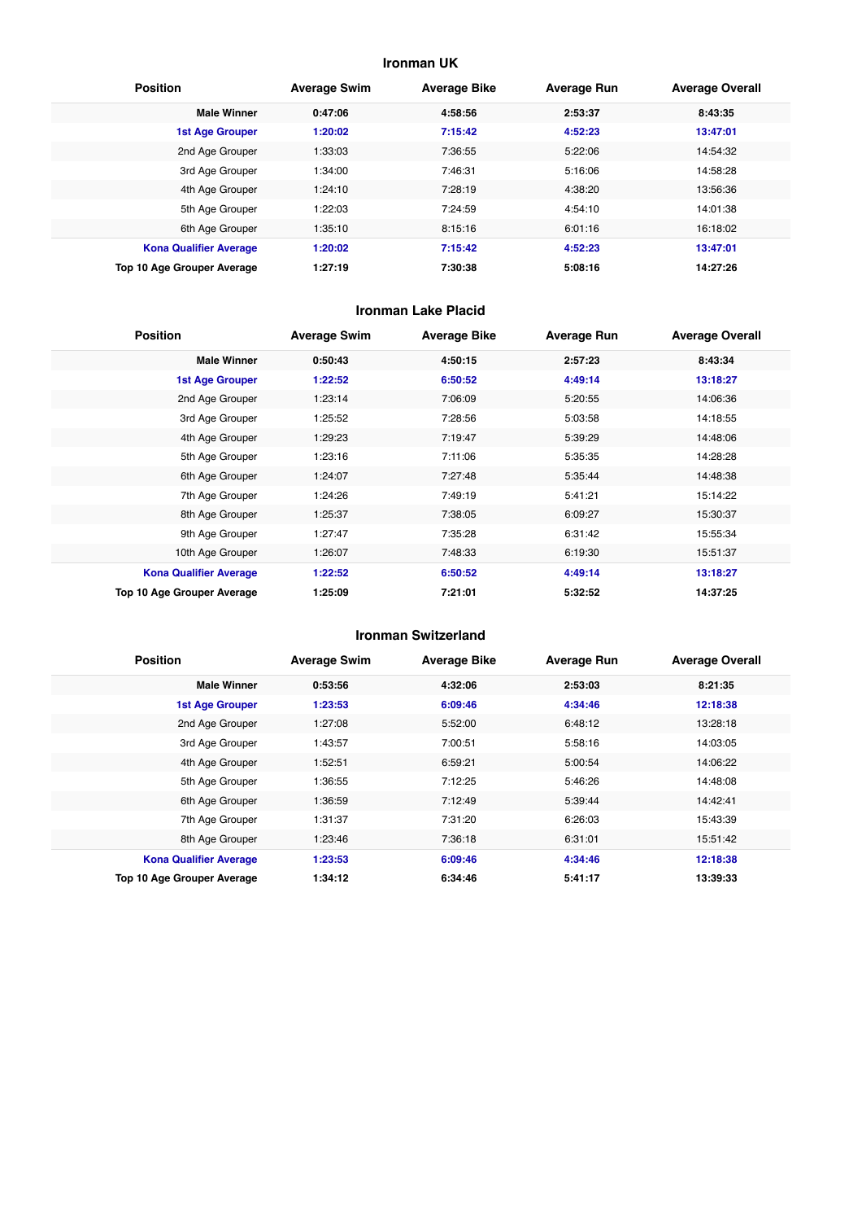## Ironman UK

| Position | Average Swim | Average Bike | Average Run | Average Overall |
|---|---|---|---|---|
| **Male Winner** | **0:47:06** | **4:58:56** | **2:53:37** | **8:43:35** |
| **1st Age Grouper** | **1:20:02** | **7:15:42** | **4:52:23** | **13:47:01** |
| 2nd Age Grouper | 1:33:03 | 7:36:55 | 5:22:06 | 14:54:32 |
| 3rd Age Grouper | 1:34:00 | 7:46:31 | 5:16:06 | 14:58:28 |
| 4th Age Grouper | 1:24:10 | 7:28:19 | 4:38:20 | 13:56:36 |
| 5th Age Grouper | 1:22:03 | 7:24:59 | 4:54:10 | 14:01:38 |
| 6th Age Grouper | 1:35:10 | 8:15:16 | 6:01:16 | 16:18:02 |
| **Kona Qualifier Average** | **1:20:02** | **7:15:42** | **4:52:23** | **13:47:01** |
| **Top 10 Age Grouper Average** | **1:27:19** | **7:30:38** | **5:08:16** | **14:27:26** |

## Ironman Lake Placid

| Position | Average Swim | Average Bike | Average Run | Average Overall |
|---|---|---|---|---|
| **Male Winner** | **0:50:43** | **4:50:15** | **2:57:23** | **8:43:34** |
| **1st Age Grouper** | **1:22:52** | **6:50:52** | **4:49:14** | **13:18:27** |
| 2nd Age Grouper | 1:23:14 | 7:06:09 | 5:20:55 | 14:06:36 |
| 3rd Age Grouper | 1:25:52 | 7:28:56 | 5:03:58 | 14:18:55 |
| 4th Age Grouper | 1:29:23 | 7:19:47 | 5:39:29 | 14:48:06 |
| 5th Age Grouper | 1:23:16 | 7:11:06 | 5:35:35 | 14:28:28 |
| 6th Age Grouper | 1:24:07 | 7:27:48 | 5:35:44 | 14:48:38 |
| 7th Age Grouper | 1:24:26 | 7:49:19 | 5:41:21 | 15:14:22 |
| 8th Age Grouper | 1:25:37 | 7:38:05 | 6:09:27 | 15:30:37 |
| 9th Age Grouper | 1:27:47 | 7:35:28 | 6:31:42 | 15:55:34 |
| 10th Age Grouper | 1:26:07 | 7:48:33 | 6:19:30 | 15:51:37 |
| **Kona Qualifier Average** | **1:22:52** | **6:50:52** | **4:49:14** | **13:18:27** |
| **Top 10 Age Grouper Average** | **1:25:09** | **7:21:01** | **5:32:52** | **14:37:25** |

## Ironman Switzerland

| Position | Average Swim | Average Bike | Average Run | Average Overall |
|---|---|---|---|---|
| **Male Winner** | **0:53:56** | **4:32:06** | **2:53:03** | **8:21:35** |
| **1st Age Grouper** | **1:23:53** | **6:09:46** | **4:34:46** | **12:18:38** |
| 2nd Age Grouper | 1:27:08 | 5:52:00 | 6:48:12 | 13:28:18 |
| 3rd Age Grouper | 1:43:57 | 7:00:51 | 5:58:16 | 14:03:05 |
| 4th Age Grouper | 1:52:51 | 6:59:21 | 5:00:54 | 14:06:22 |
| 5th Age Grouper | 1:36:55 | 7:12:25 | 5:46:26 | 14:48:08 |
| 6th Age Grouper | 1:36:59 | 7:12:49 | 5:39:44 | 14:42:41 |
| 7th Age Grouper | 1:31:37 | 7:31:20 | 6:26:03 | 15:43:39 |
| 8th Age Grouper | 1:23:46 | 7:36:18 | 6:31:01 | 15:51:42 |
| **Kona Qualifier Average** | **1:23:53** | **6:09:46** | **4:34:46** | **12:18:38** |
| **Top 10 Age Grouper Average** | **1:34:12** | **6:34:46** | **5:41:17** | **13:39:33** |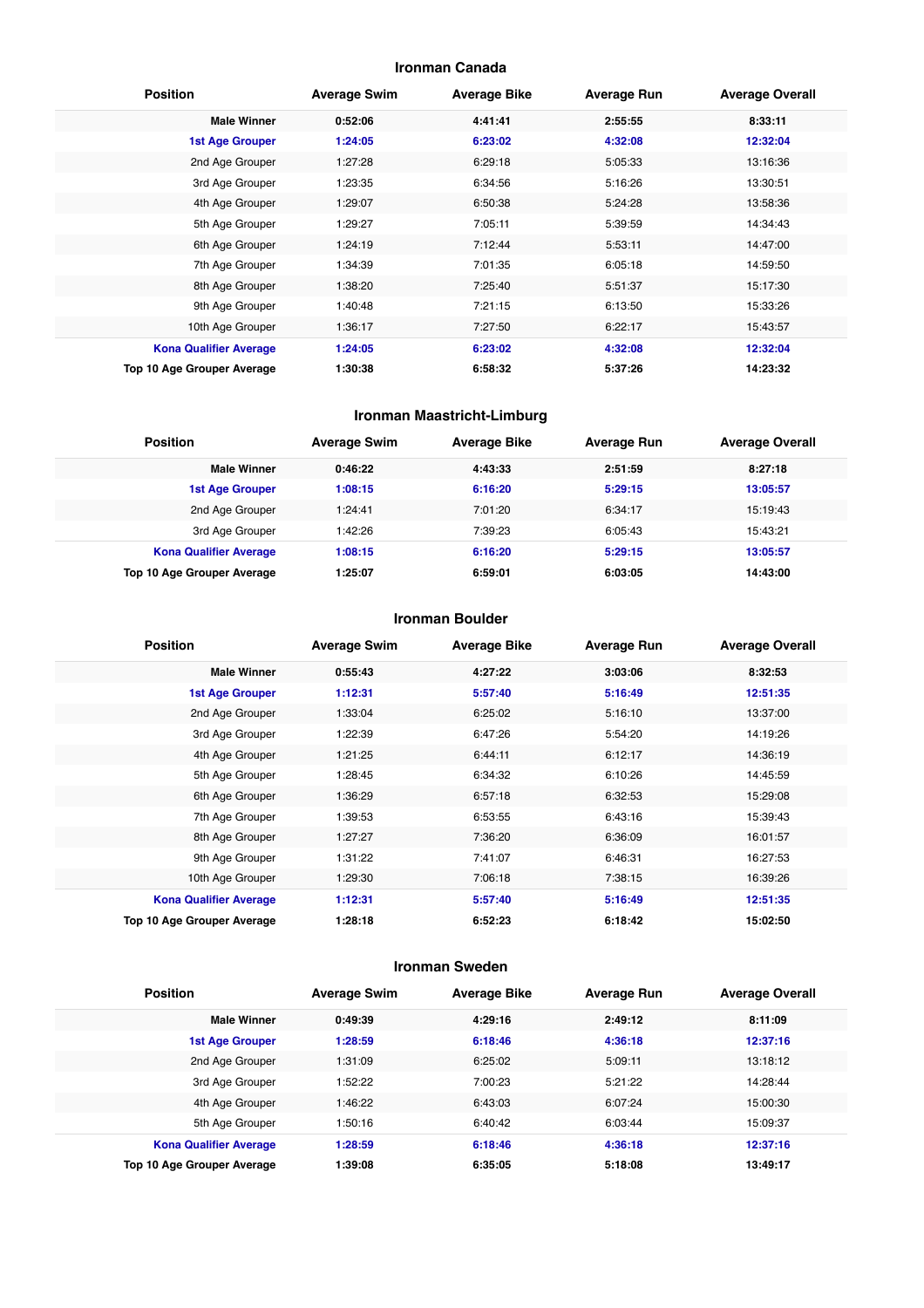## Ironman Canada

| Position | Average Swim | Average Bike | Average Run | Average Overall |
|---|---|---|---|---|
| **Male Winner** | **0:52:06** | **4:41:41** | **2:55:55** | **8:33:11** |
| **1st Age Grouper** | **1:24:05** | **6:23:02** | **4:32:08** | **12:32:04** |
| 2nd Age Grouper | 1:27:28 | 6:29:18 | 5:05:33 | 13:16:36 |
| 3rd Age Grouper | 1:23:35 | 6:34:56 | 5:16:26 | 13:30:51 |
| 4th Age Grouper | 1:29:07 | 6:50:38 | 5:24:28 | 13:58:36 |
| 5th Age Grouper | 1:29:27 | 7:05:11 | 5:39:59 | 14:34:43 |
| 6th Age Grouper | 1:24:19 | 7:12:44 | 5:53:11 | 14:47:00 |
| 7th Age Grouper | 1:34:39 | 7:01:35 | 6:05:18 | 14:59:50 |
| 8th Age Grouper | 1:38:20 | 7:25:40 | 5:51:37 | 15:17:30 |
| 9th Age Grouper | 1:40:48 | 7:21:15 | 6:13:50 | 15:33:26 |
| 10th Age Grouper | 1:36:17 | 7:27:50 | 6:22:17 | 15:43:57 |
| **Kona Qualifier Average** | **1:24:05** | **6:23:02** | **4:32:08** | **12:32:04** |
| **Top 10 Age Grouper Average** | **1:30:38** | **6:58:32** | **5:37:26** | **14:23:32** |

## Ironman Maastricht-Limburg

| Position | Average Swim | Average Bike | Average Run | Average Overall |
|---|---|---|---|---|
| **Male Winner** | **0:46:22** | **4:43:33** | **2:51:59** | **8:27:18** |
| **1st Age Grouper** | **1:08:15** | **6:16:20** | **5:29:15** | **13:05:57** |
| 2nd Age Grouper | 1:24:41 | 7:01:20 | 6:34:17 | 15:19:43 |
| 3rd Age Grouper | 1:42:26 | 7:39:23 | 6:05:43 | 15:43:21 |
| **Kona Qualifier Average** | **1:08:15** | **6:16:20** | **5:29:15** | **13:05:57** |
| **Top 10 Age Grouper Average** | **1:25:07** | **6:59:01** | **6:03:05** | **14:43:00** |

## Ironman Boulder

| Position | Average Swim | Average Bike | Average Run | Average Overall |
|---|---|---|---|---|
| **Male Winner** | **0:55:43** | **4:27:22** | **3:03:06** | **8:32:53** |
| **1st Age Grouper** | **1:12:31** | **5:57:40** | **5:16:49** | **12:51:35** |
| 2nd Age Grouper | 1:33:04 | 6:25:02 | 5:16:10 | 13:37:00 |
| 3rd Age Grouper | 1:22:39 | 6:47:26 | 5:54:20 | 14:19:26 |
| 4th Age Grouper | 1:21:25 | 6:44:11 | 6:12:17 | 14:36:19 |
| 5th Age Grouper | 1:28:45 | 6:34:32 | 6:10:26 | 14:45:59 |
| 6th Age Grouper | 1:36:29 | 6:57:18 | 6:32:53 | 15:29:08 |
| 7th Age Grouper | 1:39:53 | 6:53:55 | 6:43:16 | 15:39:43 |
| 8th Age Grouper | 1:27:27 | 7:36:20 | 6:36:09 | 16:01:57 |
| 9th Age Grouper | 1:31:22 | 7:41:07 | 6:46:31 | 16:27:53 |
| 10th Age Grouper | 1:29:30 | 7:06:18 | 7:38:15 | 16:39:26 |
| **Kona Qualifier Average** | **1:12:31** | **5:57:40** | **5:16:49** | **12:51:35** |
| **Top 10 Age Grouper Average** | **1:28:18** | **6:52:23** | **6:18:42** | **15:02:50** |

## Ironman Sweden

| Position | Average Swim | Average Bike | Average Run | Average Overall |
|---|---|---|---|---|
| **Male Winner** | **0:49:39** | **4:29:16** | **2:49:12** | **8:11:09** |
| **1st Age Grouper** | **1:28:59** | **6:18:46** | **4:36:18** | **12:37:16** |
| 2nd Age Grouper | 1:31:09 | 6:25:02 | 5:09:11 | 13:18:12 |
| 3rd Age Grouper | 1:52:22 | 7:00:23 | 5:21:22 | 14:28:44 |
| 4th Age Grouper | 1:46:22 | 6:43:03 | 6:07:24 | 15:00:30 |
| 5th Age Grouper | 1:50:16 | 6:40:42 | 6:03:44 | 15:09:37 |
| **Kona Qualifier Average** | **1:28:59** | **6:18:46** | **4:36:18** | **12:37:16** |
| **Top 10 Age Grouper Average** | **1:39:08** | **6:35:05** | **5:18:08** | **13:49:17** |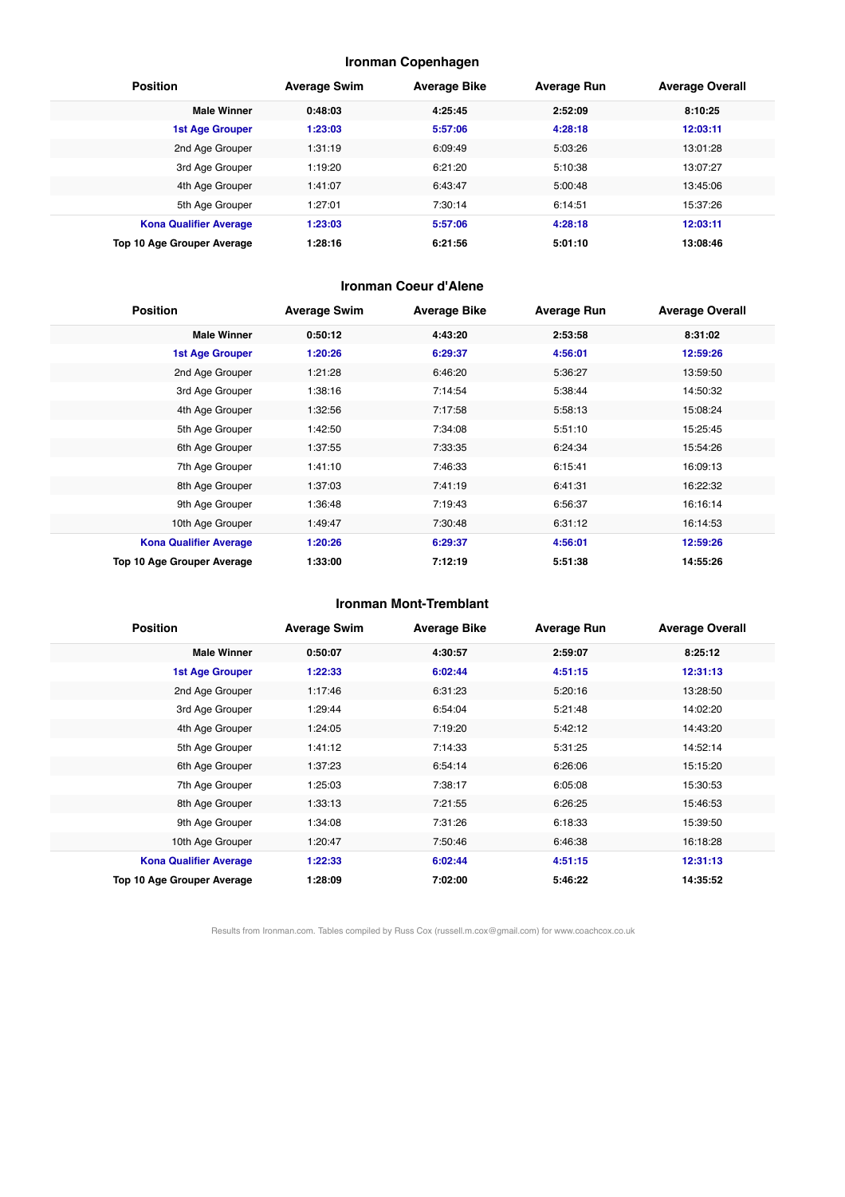### Ironman Copenhagen

| Position | Average Swim | Average Bike | Average Run | Average Overall |
|---|---|---|---|---|
| **Male Winner** | **0:48:03** | **4:25:45** | **2:52:09** | **8:10:25** |
| **1st Age Grouper** | **1:23:03** | **5:57:06** | **4:28:18** | **12:03:11** |
| 2nd Age Grouper | 1:31:19 | 6:09:49 | 5:03:26 | 13:01:28 |
| 3rd Age Grouper | 1:19:20 | 6:21:20 | 5:10:38 | 13:07:27 |
| 4th Age Grouper | 1:41:07 | 6:43:47 | 5:00:48 | 13:45:06 |
| 5th Age Grouper | 1:27:01 | 7:30:14 | 6:14:51 | 15:37:26 |
| **Kona Qualifier Average** | **1:23:03** | **5:57:06** | **4:28:18** | **12:03:11** |
| **Top 10 Age Grouper Average** | **1:28:16** | **6:21:56** | **5:01:10** | **13:08:46** |

### Ironman Coeur d'Alene

| Position | Average Swim | Average Bike | Average Run | Average Overall |
|---|---|---|---|---|
| **Male Winner** | **0:50:12** | **4:43:20** | **2:53:58** | **8:31:02** |
| **1st Age Grouper** | **1:20:26** | **6:29:37** | **4:56:01** | **12:59:26** |
| 2nd Age Grouper | 1:21:28 | 6:46:20 | 5:36:27 | 13:59:50 |
| 3rd Age Grouper | 1:38:16 | 7:14:54 | 5:38:44 | 14:50:32 |
| 4th Age Grouper | 1:32:56 | 7:17:58 | 5:58:13 | 15:08:24 |
| 5th Age Grouper | 1:42:50 | 7:34:08 | 5:51:10 | 15:25:45 |
| 6th Age Grouper | 1:37:55 | 7:33:35 | 6:24:34 | 15:54:26 |
| 7th Age Grouper | 1:41:10 | 7:46:33 | 6:15:41 | 16:09:13 |
| 8th Age Grouper | 1:37:03 | 7:41:19 | 6:41:31 | 16:22:32 |
| 9th Age Grouper | 1:36:48 | 7:19:43 | 6:56:37 | 16:16:14 |
| 10th Age Grouper | 1:49:47 | 7:30:48 | 6:31:12 | 16:14:53 |
| **Kona Qualifier Average** | **1:20:26** | **6:29:37** | **4:56:01** | **12:59:26** |
| **Top 10 Age Grouper Average** | **1:33:00** | **7:12:19** | **5:51:38** | **14:55:26** |

### Ironman Mont-Tremblant

| Position | Average Swim | Average Bike | Average Run | Average Overall |
|---|---|---|---|---|
| **Male Winner** | **0:50:07** | **4:30:57** | **2:59:07** | **8:25:12** |
| **1st Age Grouper** | **1:22:33** | **6:02:44** | **4:51:15** | **12:31:13** |
| 2nd Age Grouper | 1:17:46 | 6:31:23 | 5:20:16 | 13:28:50 |
| 3rd Age Grouper | 1:29:44 | 6:54:04 | 5:21:48 | 14:02:20 |
| 4th Age Grouper | 1:24:05 | 7:19:20 | 5:42:12 | 14:43:20 |
| 5th Age Grouper | 1:41:12 | 7:14:33 | 5:31:25 | 14:52:14 |
| 6th Age Grouper | 1:37:23 | 6:54:14 | 6:26:06 | 15:15:20 |
| 7th Age Grouper | 1:25:03 | 7:38:17 | 6:05:08 | 15:30:53 |
| 8th Age Grouper | 1:33:13 | 7:21:55 | 6:26:25 | 15:46:53 |
| 9th Age Grouper | 1:34:08 | 7:31:26 | 6:18:33 | 15:39:50 |
| 10th Age Grouper | 1:20:47 | 7:50:46 | 6:46:38 | 16:18:28 |
| **Kona Qualifier Average** | **1:22:33** | **6:02:44** | **4:51:15** | **12:31:13** |
| **Top 10 Age Grouper Average** | **1:28:09** | **7:02:00** | **5:46:22** | **14:35:52** |

Results from Ironman.com. Tables compiled by Russ Cox (russell.m.cox@gmail.com) for www.coachcox.co.uk